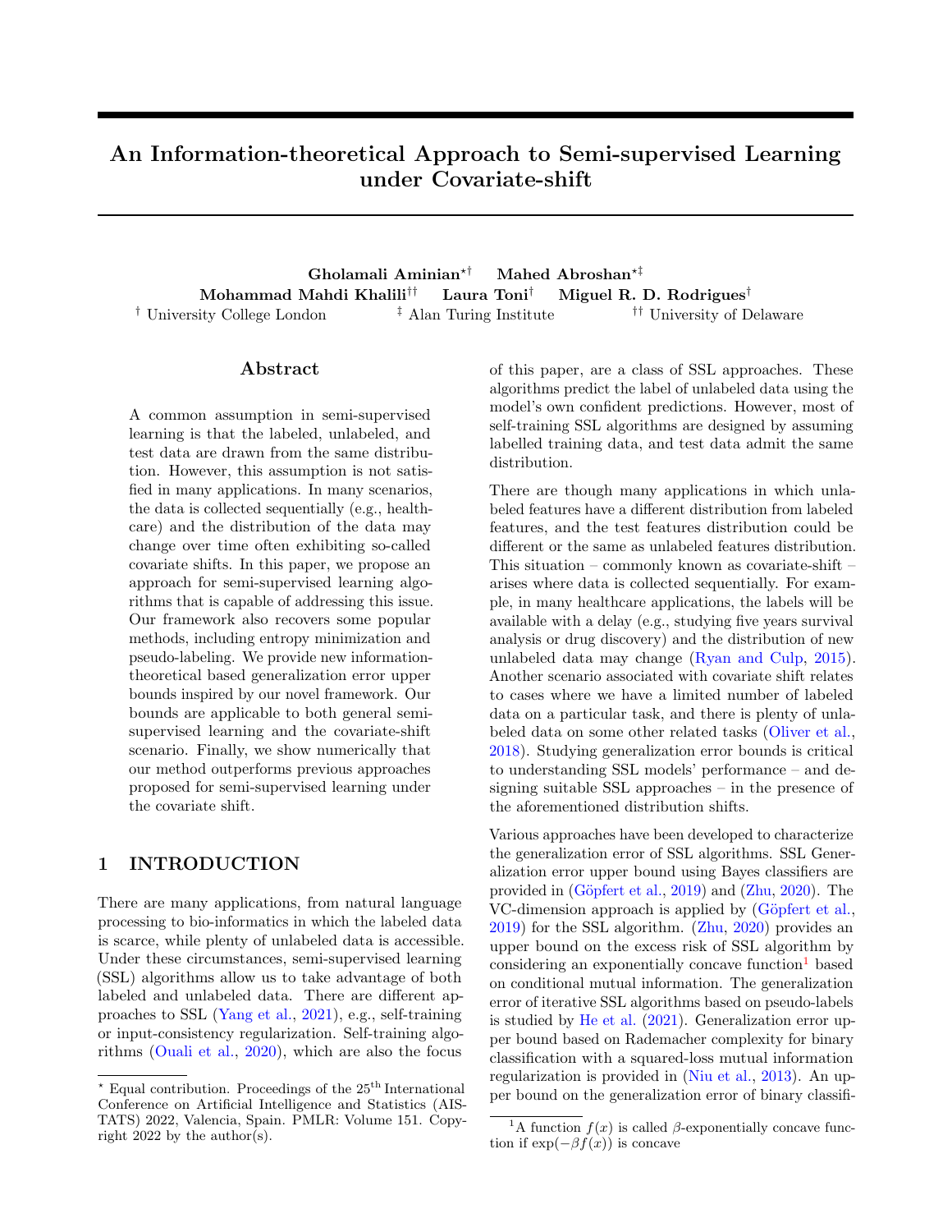# An Information-theoretical Approach to Semi-supervised Learning under Covariate-shift

**Gholamali Aminian**[⋆†] **Mahed Abroshan**[⋆‡]
**Mohammad Mahdi Khalili**[††] **Laura Toni**[†] **Miguel R. D. Rodrigues**[†]
[†] University College London [‡] Alan Turing Institute [††] University of Delaware

## Abstract

A common assumption in semi-supervised learning is that the labeled, unlabeled, and test data are drawn from the same distribution. However, this assumption is not satisfied in many applications. In many scenarios, the data is collected sequentially (e.g., healthcare) and the distribution of the data may change over time often exhibiting so-called covariate shifts. In this paper, we propose an approach for semi-supervised learning algorithms that is capable of addressing this issue. Our framework also recovers some popular methods, including entropy minimization and pseudo-labeling. We provide new information-theoretical based generalization error upper bounds inspired by our novel framework. Our bounds are applicable to both general semi-supervised learning and the covariate-shift scenario. Finally, we show numerically that our method outperforms previous approaches proposed for semi-supervised learning under the covariate shift.

## 1 INTRODUCTION

There are many applications, from natural language processing to bio-informatics in which the labeled data is scarce, while plenty of unlabeled data is accessible. Under these circumstances, semi-supervised learning (SSL) algorithms allow us to take advantage of both labeled and unlabeled data. There are different approaches to SSL (Yang et al., 2021), e.g., self-training or input-consistency regularization. Self-training algorithms (Ouali et al., 2020), which are also the focus of this paper, are a class of SSL approaches. These algorithms predict the label of unlabeled data using the model's own confident predictions. However, most of self-training SSL algorithms are designed by assuming labelled training data, and test data admit the same distribution.

There are though many applications in which unlabeled features have a different distribution from labeled features, and the test features distribution could be different or the same as unlabeled features distribution. This situation – commonly known as covariate-shift – arises where data is collected sequentially. For example, in many healthcare applications, the labels will be available with a delay (e.g., studying five years survival analysis or drug discovery) and the distribution of new unlabeled data may change (Ryan and Culp, 2015). Another scenario associated with covariate shift relates to cases where we have a limited number of labeled data on a particular task, and there is plenty of unlabeled data on some other related tasks (Oliver et al., 2018). Studying generalization error bounds is critical to understanding SSL models' performance – and designing suitable SSL approaches – in the presence of the aforementioned distribution shifts.

Various approaches have been developed to characterize the generalization error of SSL algorithms. SSL Generalization error upper bound using Bayes classifiers are provided in (Göpfert et al., 2019) and (Zhu, 2020). The VC-dimension approach is applied by (Göpfert et al., 2019) for the SSL algorithm. (Zhu, 2020) provides an upper bound on the excess risk of SSL algorithm by considering an exponentially concave function[1] based on conditional mutual information. The generalization error of iterative SSL algorithms based on pseudo-labels is studied by He et al. (2021). Generalization error upper bound based on Rademacher complexity for binary classification with a squared-loss mutual information regularization is provided in (Niu et al., 2013). An upper bound on the generalization error of binary classifi-

---

[⋆] Equal contribution. Proceedings of the 25[th] International Conference on Artificial Intelligence and Statistics (AISTATS) 2022, Valencia, Spain. PMLR: Volume 151. Copyright 2022 by the author(s).

[1]A function $f(x)$ is called $\beta$-exponentially concave function if $\exp(-\beta f(x))$ is concave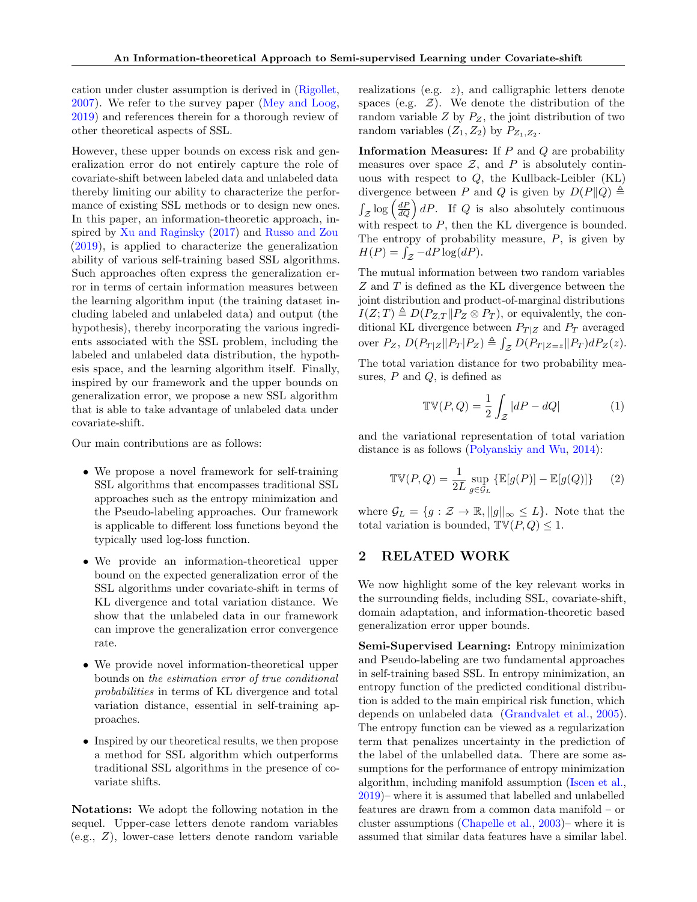cation under cluster assumption is derived in (Rigollet, 2007). We refer to the survey paper (Mey and Loog, 2019) and references therein for a thorough review of other theoretical aspects of SSL.

However, these upper bounds on excess risk and generalization error do not entirely capture the role of covariate-shift between labeled data and unlabeled data thereby limiting our ability to characterize the performance of existing SSL methods or to design new ones. In this paper, an information-theoretic approach, inspired by Xu and Raginsky (2017) and Russo and Zou (2019), is applied to characterize the generalization ability of various self-training based SSL algorithms. Such approaches often express the generalization error in terms of certain information measures between the learning algorithm input (the training dataset including labeled and unlabeled data) and output (the hypothesis), thereby incorporating the various ingredients associated with the SSL problem, including the labeled and unlabeled data distribution, the hypothesis space, and the learning algorithm itself. Finally, inspired by our framework and the upper bounds on generalization error, we propose a new SSL algorithm that is able to take advantage of unlabeled data under covariate-shift.

Our main contributions are as follows:

- We propose a novel framework for self-training SSL algorithms that encompasses traditional SSL approaches such as the entropy minimization and the Pseudo-labeling approaches. Our framework is applicable to different loss functions beyond the typically used log-loss function.
- We provide an information-theoretical upper bound on the expected generalization error of the SSL algorithms under covariate-shift in terms of KL divergence and total variation distance. We show that the unlabeled data in our framework can improve the generalization error convergence rate.
- We provide novel information-theoretical upper bounds on *the estimation error of true conditional probabilities* in terms of KL divergence and total variation distance, essential in self-training approaches.
- Inspired by our theoretical results, we then propose a method for SSL algorithm which outperforms traditional SSL algorithms in the presence of covariate shifts.

**Notations:** We adopt the following notation in the sequel. Upper-case letters denote random variables (e.g., $Z$), lower-case letters denote random variable realizations (e.g. $z$), and calligraphic letters denote spaces (e.g. $\mathcal{Z}$). We denote the distribution of the random variable $Z$ by $P_Z$, the joint distribution of two random variables $(Z_1, Z_2)$ by $P_{Z_1,Z_2}$.

**Information Measures:** If $P$ and $Q$ are probability measures over space $\mathcal{Z}$, and $P$ is absolutely continuous with respect to $Q$, the Kullback-Leibler (KL) divergence between $P$ and $Q$ is given by $D(P\|Q) \triangleq \int_{\mathcal{Z}} \log\left(\frac{dP}{dQ}\right) dP$. If $Q$ is also absolutely continuous with respect to $P$, then the KL divergence is bounded. The entropy of probability measure, $P$, is given by $H(P) = \int_{\mathcal{Z}} -dP \log(dP)$.

The mutual information between two random variables $Z$ and $T$ is defined as the KL divergence between the joint distribution and product-of-marginal distributions $I(Z;T) \triangleq D(P_{Z,T}\|P_Z \otimes P_T)$, or equivalently, the conditional KL divergence between $P_{T|Z}$ and $P_T$ averaged over $P_Z$, $D(P_{T|Z}\|P_T|P_Z) \triangleq \int_{\mathcal{Z}} D(P_{T|Z=z}\|P_T) dP_Z(z)$.

The total variation distance for two probability measures, $P$ and $Q$, is defined as

$$\mathbb{TV}(P,Q) = \frac{1}{2}\int_{\mathcal{Z}} |dP - dQ| \tag{1}$$

and the variational representation of total variation distance is as follows (Polyanskiy and Wu, 2014):

$$\mathbb{TV}(P,Q) = \frac{1}{2L} \sup_{g\in\mathcal{G}_L} \{\mathbb{E}[g(P)] - \mathbb{E}[g(Q)]\} \tag{2}$$

where $\mathcal{G}_L = \{g : \mathcal{Z} \to \mathbb{R}, ||g||_\infty \leq L\}$. Note that the total variation is bounded, $\mathbb{TV}(P,Q) \leq 1$.

## 2 RELATED WORK

We now highlight some of the key relevant works in the surrounding fields, including SSL, covariate-shift, domain adaptation, and information-theoretic based generalization error upper bounds.

**Semi-Supervised Learning:** Entropy minimization and Pseudo-labeling are two fundamental approaches in self-training based SSL. In entropy minimization, an entropy function of the predicted conditional distribution is added to the main empirical risk function, which depends on unlabeled data (Grandvalet et al., 2005). The entropy function can be viewed as a regularization term that penalizes uncertainty in the prediction of the label of the unlabelled data. There are some assumptions for the performance of entropy minimization algorithm, including manifold assumption (Iscen et al., 2019)– where it is assumed that labelled and unlabelled features are drawn from a common data manifold – or cluster assumptions (Chapelle et al., 2003)– where it is assumed that similar data features have a similar label.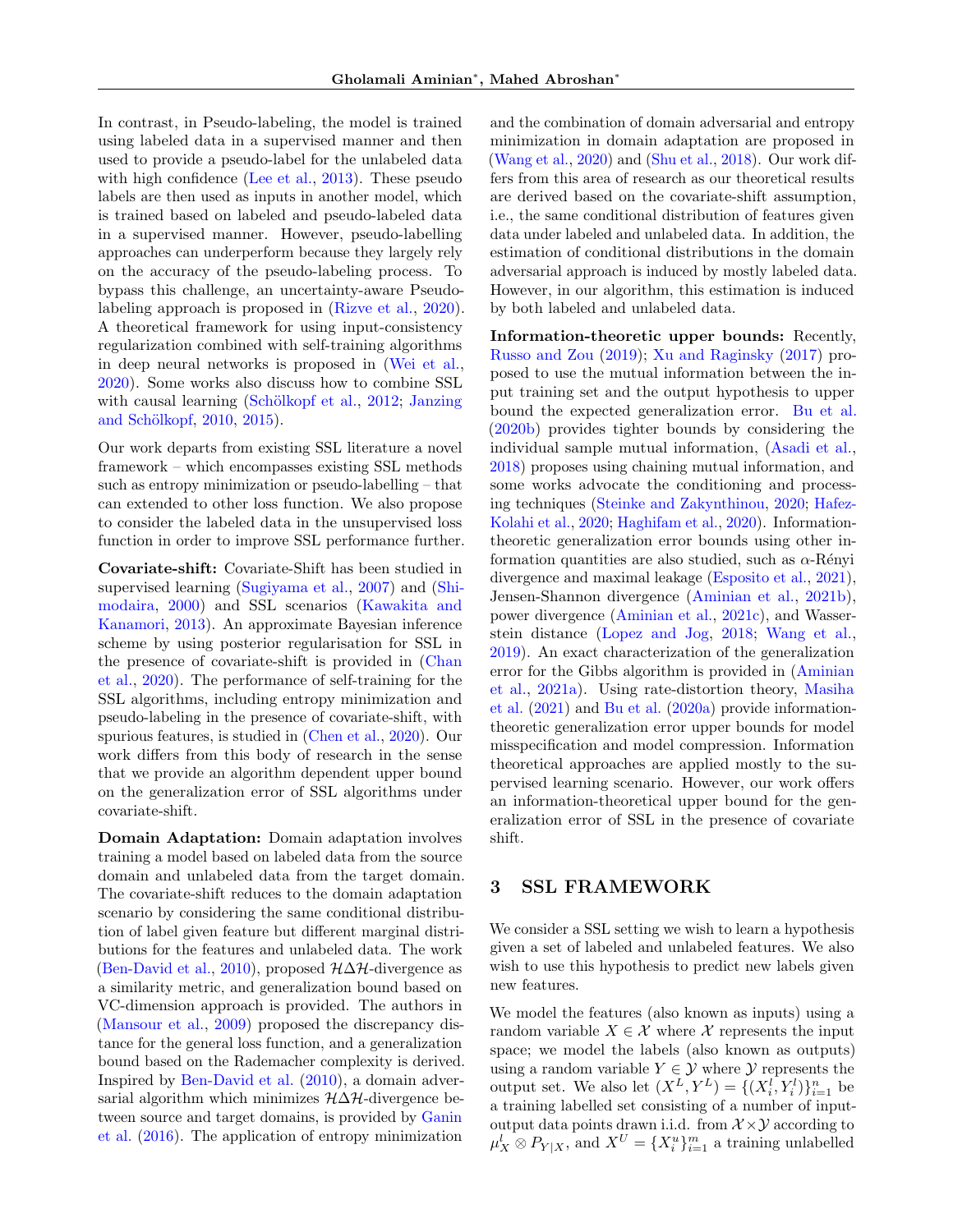In contrast, in Pseudo-labeling, the model is trained using labeled data in a supervised manner and then used to provide a pseudo-label for the unlabeled data with high confidence (Lee et al., 2013). These pseudo labels are then used as inputs in another model, which is trained based on labeled and pseudo-labeled data in a supervised manner. However, pseudo-labelling approaches can underperform because they largely rely on the accuracy of the pseudo-labeling process. To bypass this challenge, an uncertainty-aware Pseudo-labeling approach is proposed in (Rizve et al., 2020). A theoretical framework for using input-consistency regularization combined with self-training algorithms in deep neural networks is proposed in (Wei et al., 2020). Some works also discuss how to combine SSL with causal learning (Schölkopf et al., 2012; Janzing and Schölkopf, 2010, 2015).

Our work departs from existing SSL literature a novel framework – which encompasses existing SSL methods such as entropy minimization or pseudo-labelling – that can extended to other loss function. We also propose to consider the labeled data in the unsupervised loss function in order to improve SSL performance further.

**Covariate-shift:** Covariate-Shift has been studied in supervised learning (Sugiyama et al., 2007) and (Shimodaira, 2000) and SSL scenarios (Kawakita and Kanamori, 2013). An approximate Bayesian inference scheme by using posterior regularisation for SSL in the presence of covariate-shift is provided in (Chan et al., 2020). The performance of self-training for the SSL algorithms, including entropy minimization and pseudo-labeling in the presence of covariate-shift, with spurious features, is studied in (Chen et al., 2020). Our work differs from this body of research in the sense that we provide an algorithm dependent upper bound on the generalization error of SSL algorithms under covariate-shift.

**Domain Adaptation:** Domain adaptation involves training a model based on labeled data from the source domain and unlabeled data from the target domain. The covariate-shift reduces to the domain adaptation scenario by considering the same conditional distribution of label given feature but different marginal distributions for the features and unlabeled data. The work (Ben-David et al., 2010), proposed $\mathcal{H}\Delta\mathcal{H}$-divergence as a similarity metric, and generalization bound based on VC-dimension approach is provided. The authors in (Mansour et al., 2009) proposed the discrepancy distance for the general loss function, and a generalization bound based on the Rademacher complexity is derived. Inspired by Ben-David et al. (2010), a domain adversarial algorithm which minimizes $\mathcal{H}\Delta\mathcal{H}$-divergence between source and target domains, is provided by Ganin et al. (2016). The application of entropy minimization and the combination of domain adversarial and entropy minimization in domain adaptation are proposed in (Wang et al., 2020) and (Shu et al., 2018). Our work differs from this area of research as our theoretical results are derived based on the covariate-shift assumption, i.e., the same conditional distribution of features given data under labeled and unlabeled data. In addition, the estimation of conditional distributions in the domain adversarial approach is induced by mostly labeled data. However, in our algorithm, this estimation is induced by both labeled and unlabeled data.

**Information-theoretic upper bounds:** Recently, Russo and Zou (2019); Xu and Raginsky (2017) proposed to use the mutual information between the input training set and the output hypothesis to upper bound the expected generalization error. Bu et al. (2020b) provides tighter bounds by considering the individual sample mutual information, (Asadi et al., 2018) proposes using chaining mutual information, and some works advocate the conditioning and processing techniques (Steinke and Zakynthinou, 2020; Hafez-Kolahi et al., 2020; Haghifam et al., 2020). Information-theoretic generalization error bounds using other information quantities are also studied, such as $\alpha$-Rényi divergence and maximal leakage (Esposito et al., 2021), Jensen-Shannon divergence (Aminian et al., 2021b), power divergence (Aminian et al., 2021c), and Wasserstein distance (Lopez and Jog, 2018; Wang et al., 2019). An exact characterization of the generalization error for the Gibbs algorithm is provided in (Aminian et al., 2021a). Using rate-distortion theory, Masiha et al. (2021) and Bu et al. (2020a) provide information-theoretic generalization error upper bounds for model misspecification and model compression. Information theoretical approaches are applied mostly to the supervised learning scenario. However, our work offers an information-theoretical upper bound for the generalization error of SSL in the presence of covariate shift.

## 3 SSL FRAMEWORK

We consider a SSL setting we wish to learn a hypothesis given a set of labeled and unlabeled features. We also wish to use this hypothesis to predict new labels given new features.

We model the features (also known as inputs) using a random variable $X \in \mathcal{X}$ where $\mathcal{X}$ represents the input space; we model the labels (also known as outputs) using a random variable $Y \in \mathcal{Y}$ where $\mathcal{Y}$ represents the output set. We also let $(X^L, Y^L) = \{(X_i^l, Y_i^l)\}_{i=1}^n$ be a training labelled set consisting of a number of input-output data points drawn i.i.d. from $\mathcal{X}\times\mathcal{Y}$ according to $\mu_X^l \otimes P_{Y|X}$, and $X^U = \{X_i^u\}_{i=1}^m$ a training unlabelled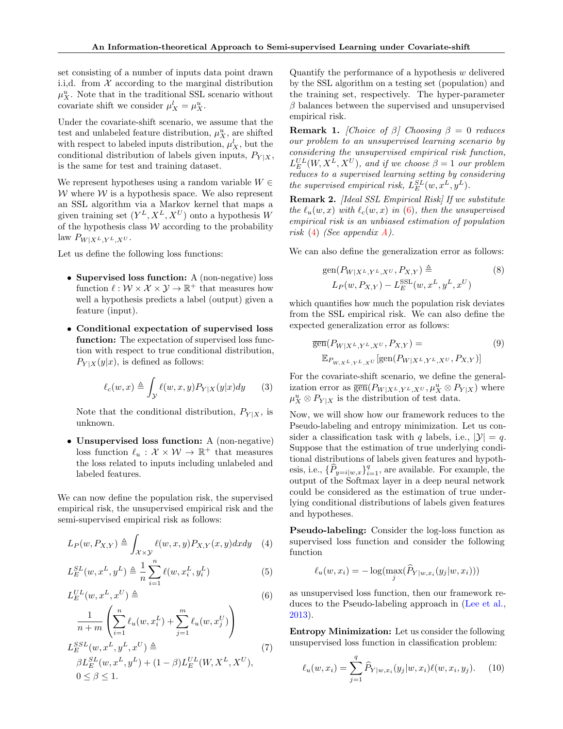set consisting of a number of inputs data point drawn i.i,d. from $\mathcal{X}$ according to the marginal distribution $\mu_X^u$. Note that in the traditional SSL scenario without covariate shift we consider $\mu_X^l = \mu_X^u$.

Under the covariate-shift scenario, we assume that the test and unlabeled feature distribution, $\mu_X^u$, are shifted with respect to labeled inputs distribution, $\mu_X^l$, but the conditional distribution of labels given inputs, $P_{Y|X}$, is the same for test and training dataset.

We represent hypotheses using a random variable $W \in \mathcal{W}$ where $\mathcal{W}$ is a hypothesis space. We also represent an SSL algorithm via a Markov kernel that maps a given training set $(Y^L, X^L, X^U)$ onto a hypothesis $W$ of the hypothesis class $\mathcal{W}$ according to the probability law $P_{W|X^L,Y^L,X^U}$.

Let us define the following loss functions:

- **Supervised loss function:** A (non-negative) loss function $\ell : \mathcal{W} \times \mathcal{X} \times \mathcal{Y} \to \mathbb{R}^+$ that measures how well a hypothesis predicts a label (output) given a feature (input).
- **Conditional expectation of supervised loss function:** The expectation of supervised loss function with respect to true conditional distribution, $P_{Y|X}(y|x)$, is defined as follows:

$$\ell_c(w,x) \triangleq \int_{\mathcal{Y}} \ell(w,x,y) P_{Y|X}(y|x) dy \tag{3}$$

  Note that the conditional distribution, $P_{Y|X}$, is unknown.
- **Unsupervised loss function:** A (non-negative) loss function $\ell_u : \mathcal{X} \times \mathcal{W} \to \mathbb{R}^+$ that measures the loss related to inputs including unlabeled and labeled features.

We can now define the population risk, the supervised empirical risk, the unsupervised empirical risk and the semi-supervised empirical risk as follows:

$$L_P(w, P_{X,Y}) \triangleq \int_{\mathcal{X}\times\mathcal{Y}} \ell(w,x,y) P_{X,Y}(x,y) dx dy \tag{4}$$

$$L_E^{SL}(w, x^L, y^L) \triangleq \frac{1}{n} \sum_{i=1}^{n} \ell(w, x_i^L, y_i^L) \tag{5}$$

$$L_E^{UL}(w, x^L, x^U) \triangleq \frac{1}{n+m} \left( \sum_{i=1}^{n} \ell_u(w, x_i^L) + \sum_{j=1}^{m} \ell_u(w, x_j^U) \right) \tag{6}$$

$$L_E^{SSL}(w, x^L, y^L, x^U) \triangleq \beta L_E^{SL}(w, x^L, y^L) + (1-\beta) L_E^{UL}(W, X^L, X^U), \quad 0 \le \beta \le 1. \tag{7}$$

Quantify the performance of a hypothesis $w$ delivered by the SSL algorithm on a testing set (population) and the training set, respectively. The hyper-parameter $\beta$ balances between the supervised and unsupervised empirical risk.

**Remark 1.** *[Choice of $\beta$] Choosing $\beta = 0$ reduces our problem to an unsupervised learning scenario by considering the unsupervised empirical risk function, $L_E^{UL}(W, X^L, X^U)$, and if we choose $\beta = 1$ our problem reduces to a supervised learning setting by considering the supervised empirical risk, $L_E^{SL}(w, x^L, y^L)$.*

**Remark 2.** *[Ideal SSL Empirical Risk] If we substitute the $\ell_u(w,x)$ with $\ell_c(w,x)$ in (6), then the unsupervised empirical risk is an unbiased estimation of population risk (4) (See appendix A).*

We can also define the generalization error as follows:

$$\text{gen}(P_{W|X^L,Y^L,X^U}, P_{X,Y}) \triangleq L_P(w, P_{X,Y}) - L_E^{\text{SSL}}(w, x^L, y^L, x^U) \tag{8}$$

which quantifies how much the population risk deviates from the SSL empirical risk. We can also define the expected generalization error as follows:

$$\overline{\text{gen}}(P_{W|X^L,Y^L,X^U}, P_{X,Y}) = \mathbb{E}_{P_{W,X^L,Y^L,X^U}}[\text{gen}(P_{W|X^L,Y^L,X^U}, P_{X,Y})] \tag{9}$$

For the covariate-shift scenario, we define the generalization error as $\overline{\text{gen}}(P_{W|X^L,Y^L,X^U}, \mu_X^u \otimes P_{Y|X})$ where $\mu_X^u \otimes P_{Y|X}$ is the distribution of test data.

Now, we will show how our framework reduces to the Pseudo-labeling and entropy minimization. Let us consider a classification task with $q$ labels, i.e., $|\mathcal{Y}| = q$. Suppose that the estimation of true underlying conditional distributions of labels given features and hypothesis, i.e., $\{\widehat{P}_{y=i|w,x}\}_{i=1}^q$, are available. For example, the output of the Softmax layer in a deep neural network could be considered as the estimation of true underlying conditional distributions of labels given features and hypotheses.

**Pseudo-labeling:** Consider the log-loss function as supervised loss function and consider the following function

$$\ell_u(w, x_i) = -\log(\max_j(\widehat{P}_{Y|w,x_i}(y_j|w, x_i)))$$

as unsupervised loss function, then our framework reduces to the Pseudo-labeling approach in (Lee et al., 2013).

**Entropy Minimization:** Let us consider the following unsupervised loss function in classification problem:

$$\ell_u(w, x_i) = \sum_{j=1}^{q} \widehat{P}_{Y|w,x_i}(y_j|w, x_i) \ell(w, x_i, y_j). \tag{10}$$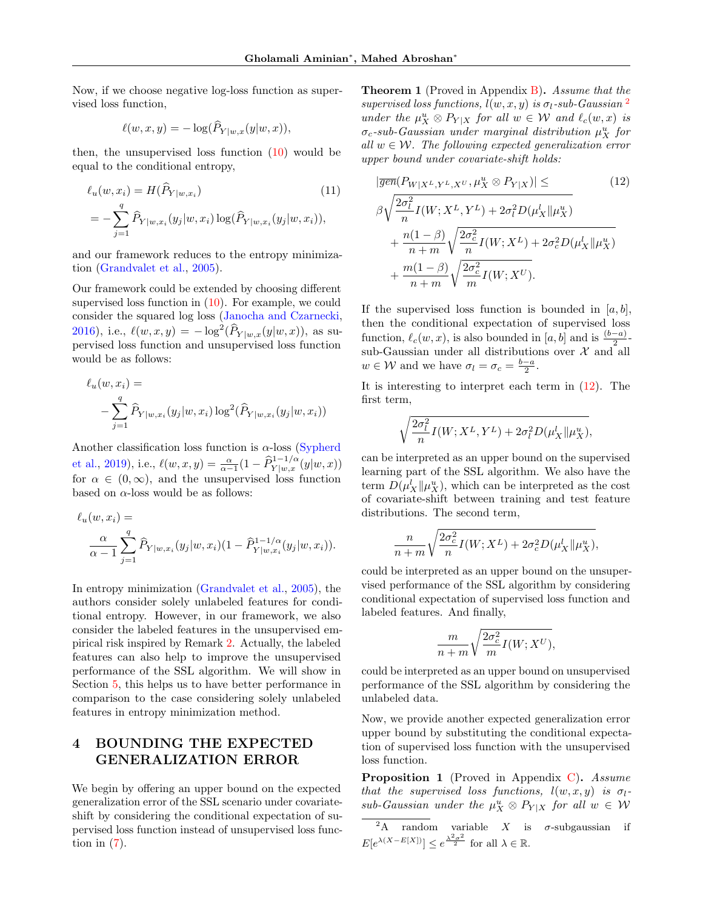Now, if we choose negative log-loss function as supervised loss function,

$$\ell(w,x,y) = -\log(\widehat{P}_{Y|w,x}(y|w,x)),$$

then, the unsupervised loss function (10) would be equal to the conditional entropy,

$$\begin{aligned}\ell_u(w,x_i) &= H(\widehat{P}_{Y|w,x_i}) \qquad (11)\\ &= -\sum_{j=1}^{q} \widehat{P}_{Y|w,x_i}(y_j|w,x_i)\log(\widehat{P}_{Y|w,x_i}(y_j|w,x_i)),\end{aligned}$$

and our framework reduces to the entropy minimization (Grandvalet et al., 2005).

Our framework could be extended by choosing different supervised loss function in (10). For example, we could consider the squared log loss (Janocha and Czarnecki, 2016), i.e., $\ell(w,x,y) = -\log^2(\widehat{P}_{Y|w,x}(y|w,x))$, as supervised loss function and unsupervised loss function would be as follows:

$$\ell_u(w,x_i) = -\sum_{j=1}^{q} \widehat{P}_{Y|w,x_i}(y_j|w,x_i)\log^2(\widehat{P}_{Y|w,x_i}(y_j|w,x_i))$$

Another classification loss function is $\alpha$-loss (Sypherd et al., 2019), i.e., $\ell(w,x,y) = \frac{\alpha}{\alpha-1}(1-\widehat{P}^{1-1/\alpha}_{Y|w,x}(y|w,x))$ for $\alpha \in (0,\infty)$, and the unsupervised loss function based on $\alpha$-loss would be as follows:

$$\ell_u(w,x_i) = \frac{\alpha}{\alpha-1}\sum_{j=1}^{q} \widehat{P}_{Y|w,x_i}(y_j|w,x_i)(1-\widehat{P}^{1-1/\alpha}_{Y|w,x_i}(y_j|w,x_i)).$$

In entropy minimization (Grandvalet et al., 2005), the authors consider solely unlabeled features for conditional entropy. However, in our framework, we also consider the labeled features in the unsupervised empirical risk inspired by Remark 2. Actually, the labeled features can also help to improve the unsupervised performance of the SSL algorithm. We will show in Section 5, this helps us to have better performance in comparison to the case considering solely unlabeled features in entropy minimization method.

# 4 BOUNDING THE EXPECTED GENERALIZATION ERROR

We begin by offering an upper bound on the expected generalization error of the SSL scenario under covariate-shift by considering the conditional expectation of supervised loss function instead of unsupervised loss function in (7).

**Theorem 1** (Proved in Appendix B). *Assume that the supervised loss functions, $l(w,x,y)$ is $\sigma_l$-sub-Gaussian* [2] *under the $\mu_X^u \otimes P_{Y|X}$ for all $w \in \mathcal{W}$ and $\ell_c(w,x)$ is $\sigma_c$-sub-Gaussian under marginal distribution $\mu_X^u$ for all $w \in \mathcal{W}$. The following expected generalization error upper bound under covariate-shift holds:*

$$\begin{aligned}|\overline{gen}(P_{W|X^L,Y^L,X^U}, \mu_X^u \otimes P_{Y|X})| &\le \qquad (12)\\ \beta\sqrt{\frac{2\sigma_l^2}{n}I(W;X^L,Y^L) + 2\sigma_l^2 D(\mu_X^l\|\mu_X^u)}&\\ + \frac{n(1-\beta)}{n+m}\sqrt{\frac{2\sigma_c^2}{n}I(W;X^L) + 2\sigma_c^2 D(\mu_X^l\|\mu_X^u)}&\\ + \frac{m(1-\beta)}{n+m}\sqrt{\frac{2\sigma_c^2}{m}I(W;X^U)}.&\end{aligned}$$

If the supervised loss function is bounded in $[a,b]$, then the conditional expectation of supervised loss function, $\ell_c(w,x)$, is also bounded in $[a,b]$ and is $\frac{(b-a)}{2}$-sub-Gaussian under all distributions over $\mathcal{X}$ and all $w \in \mathcal{W}$ and we have $\sigma_l = \sigma_c = \frac{b-a}{2}$.

It is interesting to interpret each term in (12). The first term,

$$\sqrt{\frac{2\sigma_l^2}{n}I(W;X^L,Y^L) + 2\sigma_l^2 D(\mu_X^l\|\mu_X^u)},$$

can be interpreted as an upper bound on the supervised learning part of the SSL algorithm. We also have the term $D(\mu_X^l\|\mu_X^u)$, which can be interpreted as the cost of covariate-shift between training and test feature distributions. The second term,

$$\frac{n}{n+m}\sqrt{\frac{2\sigma_c^2}{n}I(W;X^L) + 2\sigma_c^2 D(\mu_X^l\|\mu_X^u)},$$

could be interpreted as an upper bound on the unsupervised performance of the SSL algorithm by considering conditional expectation of supervised loss function and labeled features. And finally,

$$\frac{m}{n+m}\sqrt{\frac{2\sigma_c^2}{m}I(W;X^U)},$$

could be interpreted as an upper bound on unsupervised performance of the SSL algorithm by considering the unlabeled data.

Now, we provide another expected generalization error upper bound by substituting the conditional expectation of supervised loss function with the unsupervised loss function.

**Proposition 1** (Proved in Appendix C). *Assume that the supervised loss functions, $l(w,x,y)$ is $\sigma_l$-sub-Gaussian under the $\mu_X^u \otimes P_{Y|X}$ for all $w \in \mathcal{W}$*

[2] A random variable $X$ is $\sigma$-subgaussian if $E[e^{\lambda(X-E[X])}] \le e^{\frac{\lambda^2\sigma^2}{2}}$ for all $\lambda \in \mathbb{R}$.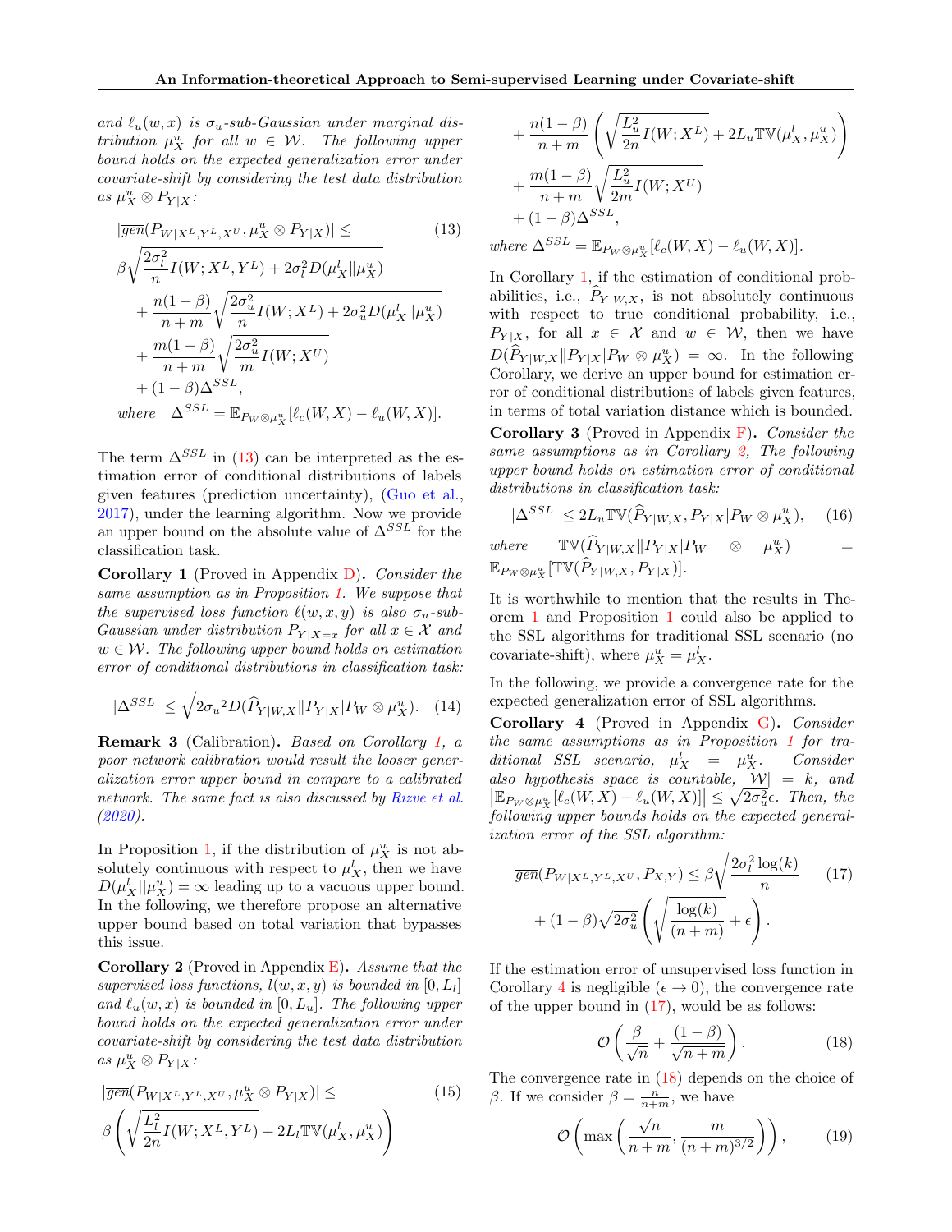*and $\ell_u(w,x)$ is $\sigma_u$-sub-Gaussian under marginal distribution $\mu_X^u$ for all $w \in \mathcal{W}$. The following upper bound holds on the expected generalization error under covariate-shift by considering the test data distribution as $\mu_X^u \otimes P_{Y|X}$:*

$$
\begin{aligned}
&|\overline{gen}(P_{W|X^L,Y^L,X^U}, \mu_X^u \otimes P_{Y|X})| \leq \\
&\beta\sqrt{\frac{2\sigma_l^2}{n} I(W;X^L,Y^L) + 2\sigma_l^2 D(\mu_X^l \| \mu_X^u)} \\
&\quad + \frac{n(1-\beta)}{n+m}\sqrt{\frac{2\sigma_u^2}{n} I(W;X^L) + 2\sigma_u^2 D(\mu_X^l \| \mu_X^u)} \\
&\quad + \frac{m(1-\beta)}{n+m}\sqrt{\frac{2\sigma_u^2}{m} I(W;X^U)} \\
&\quad + (1-\beta)\Delta^{SSL},
\end{aligned}
\tag{13}
$$

*where* $\Delta^{SSL} = \mathbb{E}_{P_W \otimes \mu_X^u}[\ell_c(W,X) - \ell_u(W,X)]$.

The term $\Delta^{SSL}$ in (13) can be interpreted as the estimation error of conditional distributions of labels given features (prediction uncertainty), (Guo et al., 2017), under the learning algorithm. Now we provide an upper bound on the absolute value of $\Delta^{SSL}$ for the classification task.

**Corollary 1** (Proved in Appendix D)**.** *Consider the same assumption as in Proposition 1. We suppose that the supervised loss function $\ell(w,x,y)$ is also $\sigma_u$-sub-Gaussian under distribution $P_{Y|X=x}$ for all $x \in \mathcal{X}$ and $w \in \mathcal{W}$. The following upper bound holds on estimation error of conditional distributions in classification task:*

$$
|\Delta^{SSL}| \leq \sqrt{2{\sigma_u}^2 D(\widehat{P}_{Y|W,X} \| P_{Y|X} | P_W \otimes \mu_X^u)}. \tag{14}
$$

**Remark 3** (Calibration)**.** *Based on Corollary 1, a poor network calibration would result the looser generalization error upper bound in compare to a calibrated network. The same fact is also discussed by Rizve et al. (2020).*

In Proposition 1, if the distribution of $\mu_X^u$ is not absolutely continuous with respect to $\mu_X^l$, then we have $D(\mu_X^l \| \mu_X^u) = \infty$ leading up to a vacuous upper bound. In the following, we therefore propose an alternative upper bound based on total variation that bypasses this issue.

**Corollary 2** (Proved in Appendix E)**.** *Assume that the supervised loss functions, $l(w,x,y)$ is bounded in $[0, L_l]$ and $\ell_u(w,x)$ is bounded in $[0, L_u]$. The following upper bound holds on the expected generalization error under covariate-shift by considering the test data distribution as $\mu_X^u \otimes P_{Y|X}$:*

$$
\begin{aligned}
&|\overline{gen}(P_{W|X^L,Y^L,X^U}, \mu_X^u \otimes P_{Y|X})| \leq \\
&\beta\left(\sqrt{\frac{L_l^2}{2n} I(W;X^L,Y^L)} + 2L_l \mathbb{TV}(\mu_X^l, \mu_X^u)\right) \\
&\quad + \frac{n(1-\beta)}{n+m}\left(\sqrt{\frac{L_u^2}{2n} I(W;X^L)} + 2L_u \mathbb{TV}(\mu_X^l, \mu_X^u)\right) \\
&\quad + \frac{m(1-\beta)}{n+m}\sqrt{\frac{L_u^2}{2m} I(W;X^U)} \\
&\quad + (1-\beta)\Delta^{SSL},
\end{aligned}
\tag{15}
$$

*where* $\Delta^{SSL} = \mathbb{E}_{P_W \otimes \mu_X^u}[\ell_c(W,X) - \ell_u(W,X)]$.

In Corollary 1, if the estimation of conditional probabilities, i.e., $\widehat{P}_{Y|W,X}$, is not absolutely continuous with respect to true conditional probability, i.e., $P_{Y|X}$, for all $x \in \mathcal{X}$ and $w \in \mathcal{W}$, then we have $D(\widehat{P}_{Y|W,X} \| P_{Y|X} | P_W \otimes \mu_X^u) = \infty$. In the following Corollary, we derive an upper bound for estimation error of conditional distributions of labels given features, in terms of total variation distance which is bounded.

**Corollary 3** (Proved in Appendix F)**.** *Consider the same assumptions as in Corollary 2, The following upper bound holds on estimation error of conditional distributions in classification task:*

$$
|\Delta^{SSL}| \leq 2L_u \mathbb{TV}(\widehat{P}_{Y|W,X}, P_{Y|X} | P_W \otimes \mu_X^u), \tag{16}
$$

*where* $\mathbb{TV}(\widehat{P}_{Y|W,X} \| P_{Y|X} | P_W \otimes \mu_X^u) = \mathbb{E}_{P_W \otimes \mu_X^u}[\mathbb{TV}(\widehat{P}_{Y|W,X}, P_{Y|X})]$.

It is worthwhile to mention that the results in Theorem 1 and Proposition 1 could also be applied to the SSL algorithms for traditional SSL scenario (no covariate-shift), where $\mu_X^u = \mu_X^l$.

In the following, we provide a convergence rate for the expected generalization error of SSL algorithms.

**Corollary 4** (Proved in Appendix G)**.** *Consider the same assumptions as in Proposition 1 for traditional SSL scenario, $\mu_X^l = \mu_X^u$. Consider also hypothesis space is countable, $|\mathcal{W}| = k$, and $\left|\mathbb{E}_{P_W \otimes \mu_X^u}[\ell_c(W,X) - \ell_u(W,X)]\right| \leq \sqrt{2\sigma_u^2}\epsilon$. Then, the following upper bounds holds on the expected generalization error of the SSL algorithm:*

$$
\begin{aligned}
\overline{gen}(P_{W|X^L,Y^L,X^U}, P_{X,Y}) &\leq \beta\sqrt{\frac{2\sigma_l^2 \log(k)}{n}} \\
&+ (1-\beta)\sqrt{2\sigma_u^2}\left(\sqrt{\frac{\log(k)}{(n+m)}} + \epsilon\right).
\end{aligned}
\tag{17}
$$

If the estimation error of unsupervised loss function in Corollary 4 is negligible ($\epsilon \to 0$), the convergence rate of the upper bound in (17), would be as follows:

$$
\mathcal{O}\left(\frac{\beta}{\sqrt{n}} + \frac{(1-\beta)}{\sqrt{n+m}}\right). \tag{18}
$$

The convergence rate in (18) depends on the choice of $\beta$. If we consider $\beta = \frac{n}{n+m}$, we have

$$
\mathcal{O}\left(\max\left(\frac{\sqrt{n}}{n+m}, \frac{m}{(n+m)^{3/2}}\right)\right), \tag{19}
$$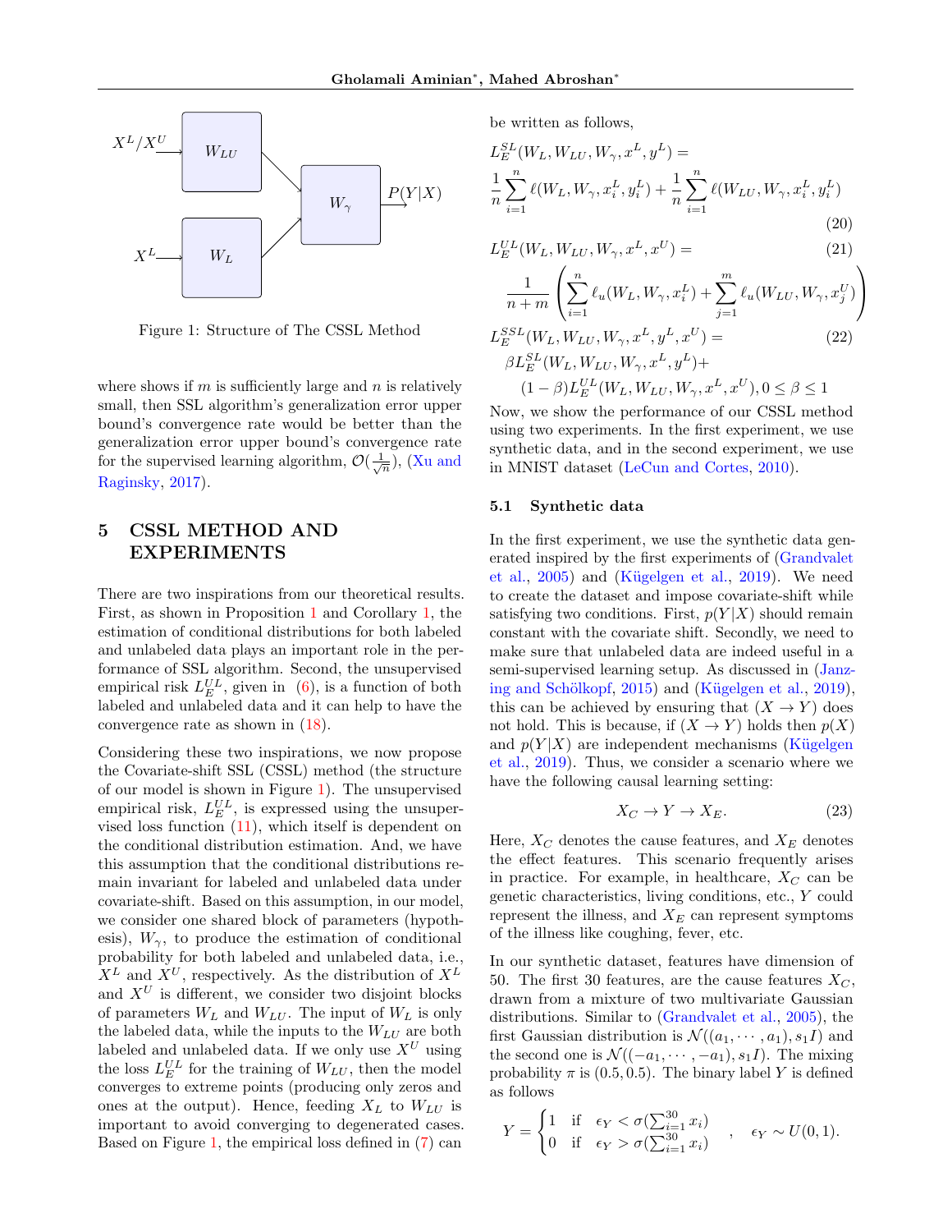Figure 1: Structure of The CSSL Method

where shows if $m$ is sufficiently large and $n$ is relatively small, then SSL algorithm's generalization error upper bound's convergence rate would be better than the generalization error upper bound's convergence rate for the supervised learning algorithm, $\mathcal{O}(\frac{1}{\sqrt{n}})$, (Xu and Raginsky, 2017).

## 5 CSSL METHOD AND EXPERIMENTS

There are two inspirations from our theoretical results. First, as shown in Proposition 1 and Corollary 1, the estimation of conditional distributions for both labeled and unlabeled data plays an important role in the performance of SSL algorithm. Second, the unsupervised empirical risk $L_E^{UL}$, given in (6), is a function of both labeled and unlabeled data and it can help to have the convergence rate as shown in (18).

Considering these two inspirations, we now propose the Covariate-shift SSL (CSSL) method (the structure of our model is shown in Figure 1). The unsupervised empirical risk, $L_E^{UL}$, is expressed using the unsupervised loss function (11), which itself is dependent on the conditional distribution estimation. And, we have this assumption that the conditional distributions remain invariant for labeled and unlabeled data under covariate-shift. Based on this assumption, in our model, we consider one shared block of parameters (hypothesis), $W_\gamma$, to produce the estimation of conditional probability for both labeled and unlabeled data, i.e., $X^L$ and $X^U$, respectively. As the distribution of $X^L$ and $X^U$ is different, we consider two disjoint blocks of parameters $W_L$ and $W_{LU}$. The input of $W_L$ is only the labeled data, while the inputs to the $W_{LU}$ are both labeled and unlabeled data. If we only use $X^U$ using the loss $L_E^{UL}$ for the training of $W_{LU}$, then the model converges to extreme points (producing only zeros and ones at the output). Hence, feeding $X_L$ to $W_{LU}$ is important to avoid converging to degenerated cases. Based on Figure 1, the empirical loss defined in (7) can be written as follows,

$$L_E^{SL}(W_L, W_{LU}, W_\gamma, x^L, y^L) = \frac{1}{n}\sum_{i=1}^{n}\ell(W_L, W_\gamma, x_i^L, y_i^L) + \frac{1}{n}\sum_{i=1}^{n}\ell(W_{LU}, W_\gamma, x_i^L, y_i^L) \tag{20}$$

$$L_E^{UL}(W_L, W_{LU}, W_\gamma, x^L, x^U) = \frac{1}{n+m}\left(\sum_{i=1}^{n}\ell_u(W_L, W_\gamma, x_i^L) + \sum_{j=1}^{m}\ell_u(W_{LU}, W_\gamma, x_j^U)\right) \tag{21}$$

$$L_E^{SSL}(W_L, W_{LU}, W_\gamma, x^L, y^L, x^U) = \beta L_E^{SL}(W_L, W_{LU}, W_\gamma, x^L, y^L) + (1-\beta)L_E^{UL}(W_L, W_{LU}, W_\gamma, x^L, x^U), 0 \leq \beta \leq 1 \tag{22}$$

Now, we show the performance of our CSSL method using two experiments. In the first experiment, we use synthetic data, and in the second experiment, we use in MNIST dataset (LeCun and Cortes, 2010).

### 5.1 Synthetic data

In the first experiment, we use the synthetic data generated inspired by the first experiments of (Grandvalet et al., 2005) and (Kügelgen et al., 2019). We need to create the dataset and impose covariate-shift while satisfying two conditions. First, $p(Y|X)$ should remain constant with the covariate shift. Secondly, we need to make sure that unlabeled data are indeed useful in a semi-supervised learning setup. As discussed in (Janzing and Schölkopf, 2015) and (Kügelgen et al., 2019), this can be achieved by ensuring that $(X \to Y)$ does not hold. This is because, if $(X \to Y)$ holds then $p(X)$ and $p(Y|X)$ are independent mechanisms (Kügelgen et al., 2019). Thus, we consider a scenario where we have the following causal learning setting:

$$X_C \to Y \to X_E. \tag{23}$$

Here, $X_C$ denotes the cause features, and $X_E$ denotes the effect features. This scenario frequently arises in practice. For example, in healthcare, $X_C$ can be genetic characteristics, living conditions, etc., $Y$ could represent the illness, and $X_E$ can represent symptoms of the illness like coughing, fever, etc.

In our synthetic dataset, features have dimension of 50. The first 30 features, are the cause features $X_C$, drawn from a mixture of two multivariate Gaussian distributions. Similar to (Grandvalet et al., 2005), the first Gaussian distribution is $\mathcal{N}((a_1, \cdots, a_1), s_1 I)$ and the second one is $\mathcal{N}((-a_1, \cdots, -a_1), s_1 I)$. The mixing probability $\pi$ is $(0.5, 0.5)$. The binary label $Y$ is defined as follows

$$Y = \begin{cases} 1 & \text{if} \quad \epsilon_Y < \sigma(\sum_{i=1}^{30} x_i) \\ 0 & \text{if} \quad \epsilon_Y > \sigma(\sum_{i=1}^{30} x_i) \end{cases}, \quad \epsilon_Y \sim U(0,1).$$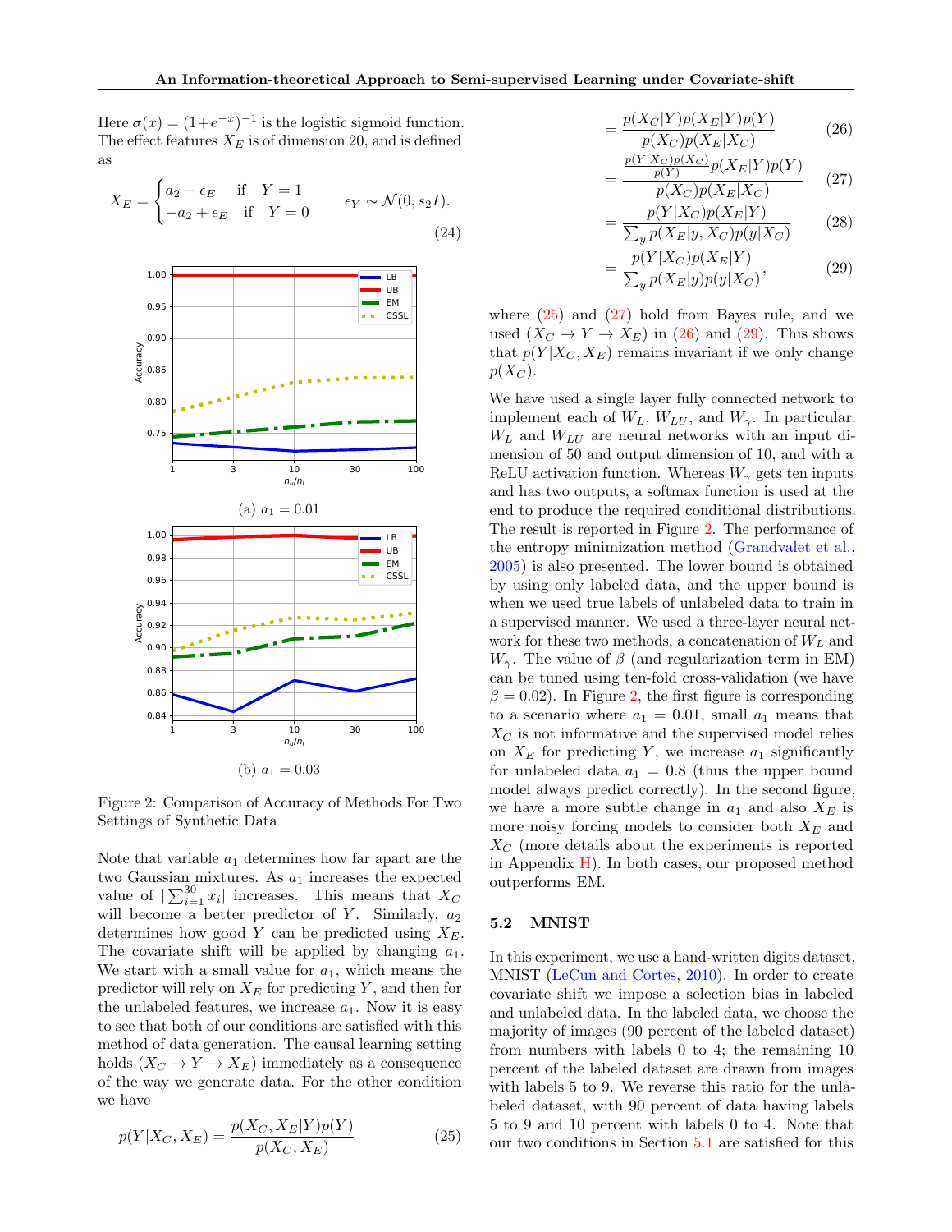Here $\sigma(x) = (1+e^{-x})^{-1}$ is the logistic sigmoid function. The effect features $X_E$ is of dimension 20, and is defined as

$$X_E = \begin{cases} a_2 + \epsilon_E & \text{if} \quad Y = 1 \\ -a_2 + \epsilon_E & \text{if} \quad Y = 0 \end{cases} \qquad \epsilon_Y \sim \mathcal{N}(0, s_2 I). \tag{24}$$

(a) $a_1 = 0.01$

(b) $a_1 = 0.03$

Figure 2: Comparison of Accuracy of Methods For Two Settings of Synthetic Data

Note that variable $a_1$ determines how far apart are the two Gaussian mixtures. As $a_1$ increases the expected value of $|\sum_{i=1}^{30} x_i|$ increases. This means that $X_C$ will become a better predictor of $Y$. Similarly, $a_2$ determines how good $Y$ can be predicted using $X_E$. The covariate shift will be applied by changing $a_1$. We start with a small value for $a_1$, which means the predictor will rely on $X_E$ for predicting $Y$, and then for the unlabeled features, we increase $a_1$. Now it is easy to see that both of our conditions are satisfied with this method of data generation. The causal learning setting holds ($X_C \to Y \to X_E$) immediately as a consequence of the way we generate data. For the other condition we have

$$p(Y|X_C, X_E) = \frac{p(X_C, X_E|Y)p(Y)}{p(X_C, X_E)} \tag{25}$$

$$= \frac{p(X_C|Y)p(X_E|Y)p(Y)}{p(X_C)p(X_E|X_C)} \tag{26}$$

$$= \frac{\frac{p(Y|X_C)p(X_C)}{p(Y)}p(X_E|Y)p(Y)}{p(X_C)p(X_E|X_C)} \tag{27}$$

$$= \frac{p(Y|X_C)p(X_E|Y)}{\sum_y p(X_E|y, X_C)p(y|X_C)} \tag{28}$$

$$= \frac{p(Y|X_C)p(X_E|Y)}{\sum_y p(X_E|y)p(y|X_C)}, \tag{29}$$

where (25) and (27) hold from Bayes rule, and we used ($X_C \to Y \to X_E$) in (26) and (29). This shows that $p(Y|X_C, X_E)$ remains invariant if we only change $p(X_C)$.

We have used a single layer fully connected network to implement each of $W_L$, $W_{LU}$, and $W_\gamma$. In particular. $W_L$ and $W_{LU}$ are neural networks with an input dimension of 50 and output dimension of 10, and with a ReLU activation function. Whereas $W_\gamma$ gets ten inputs and has two outputs, a softmax function is used at the end to produce the required conditional distributions. The result is reported in Figure 2. The performance of the entropy minimization method (Grandvalet et al., 2005) is also presented. The lower bound is obtained by using only labeled data, and the upper bound is when we used true labels of unlabeled data to train in a supervised manner. We used a three-layer neural network for these two methods, a concatenation of $W_L$ and $W_\gamma$. The value of $\beta$ (and regularization term in EM) can be tuned using ten-fold cross-validation (we have $\beta = 0.02$). In Figure 2, the first figure is corresponding to a scenario where $a_1 = 0.01$, small $a_1$ means that $X_C$ is not informative and the supervised model relies on $X_E$ for predicting $Y$, we increase $a_1$ significantly for unlabeled data $a_1 = 0.8$ (thus the upper bound model always predict correctly). In the second figure, we have a more subtle change in $a_1$ and also $X_E$ is more noisy forcing models to consider both $X_E$ and $X_C$ (more details about the experiments is reported in Appendix H). In both cases, our proposed method outperforms EM.

### 5.2 MNIST

In this experiment, we use a hand-written digits dataset, MNIST (LeCun and Cortes, 2010). In order to create covariate shift we impose a selection bias in labeled and unlabeled data. In the labeled data, we choose the majority of images (90 percent of the labeled dataset) from numbers with labels 0 to 4; the remaining 10 percent of the labeled dataset are drawn from images with labels 5 to 9. We reverse this ratio for the unlabeled dataset, with 90 percent of data having labels 5 to 9 and 10 percent with labels 0 to 4. Note that our two conditions in Section 5.1 are satisfied for this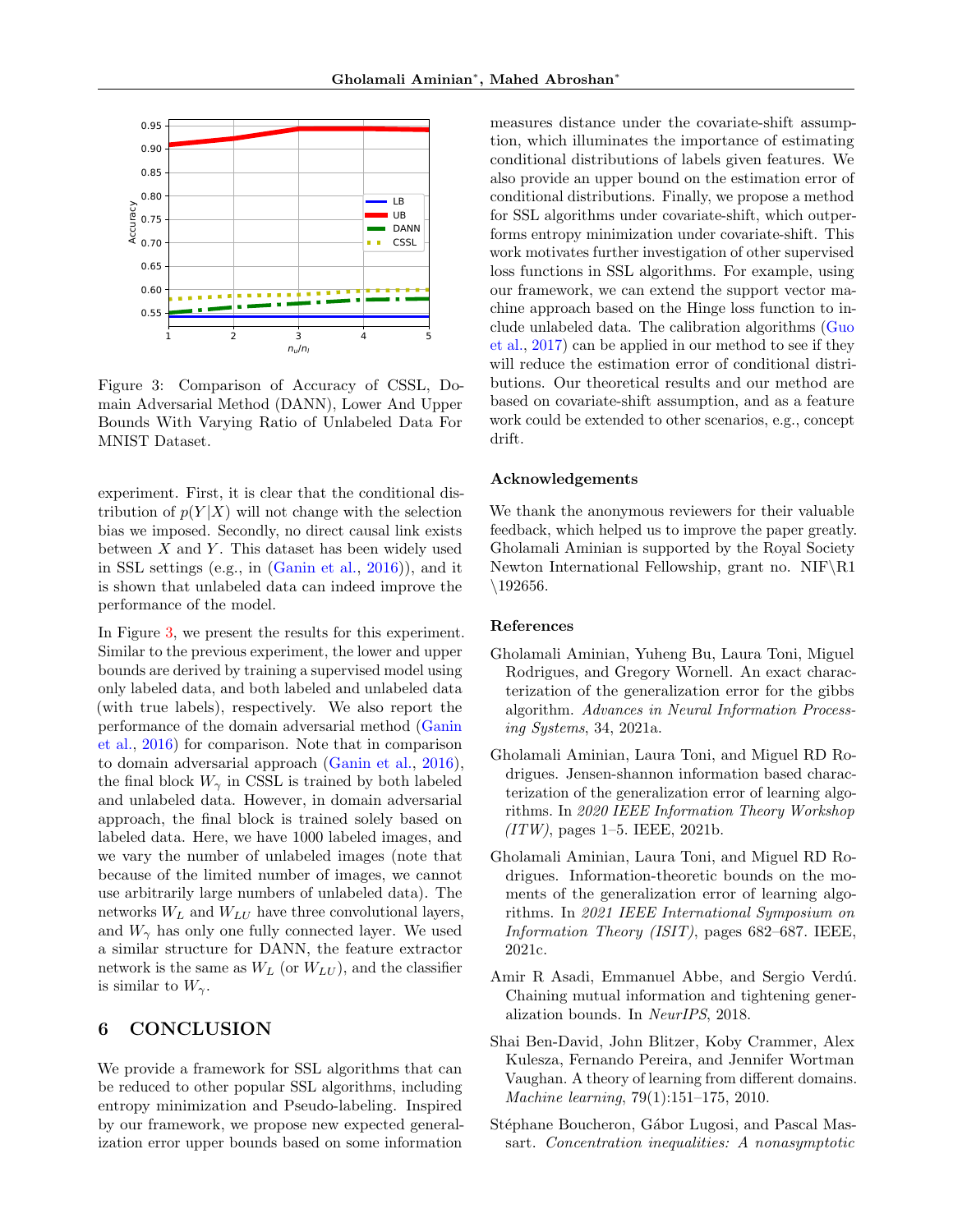Figure 3: Comparison of Accuracy of CSSL, Domain Adversarial Method (DANN), Lower And Upper Bounds With Varying Ratio of Unlabeled Data For MNIST Dataset.

experiment. First, it is clear that the conditional distribution of $p(Y|X)$ will not change with the selection bias we imposed. Secondly, no direct causal link exists between $X$ and $Y$. This dataset has been widely used in SSL settings (e.g., in (Ganin et al., 2016)), and it is shown that unlabeled data can indeed improve the performance of the model.

In Figure 3, we present the results for this experiment. Similar to the previous experiment, the lower and upper bounds are derived by training a supervised model using only labeled data, and both labeled and unlabeled data (with true labels), respectively. We also report the performance of the domain adversarial method (Ganin et al., 2016) for comparison. Note that in comparison to domain adversarial approach (Ganin et al., 2016), the final block $W_\gamma$ in CSSL is trained by both labeled and unlabeled data. However, in domain adversarial approach, the final block is trained solely based on labeled data. Here, we have 1000 labeled images, and we vary the number of unlabeled images (note that because of the limited number of images, we cannot use arbitrarily large numbers of unlabeled data). The networks $W_L$ and $W_{LU}$ have three convolutional layers, and $W_\gamma$ has only one fully connected layer. We used a similar structure for DANN, the feature extractor network is the same as $W_L$ (or $W_{LU}$), and the classifier is similar to $W_\gamma$.

## 6 CONCLUSION

We provide a framework for SSL algorithms that can be reduced to other popular SSL algorithms, including entropy minimization and Pseudo-labeling. Inspired by our framework, we propose new expected generalization error upper bounds based on some information measures distance under the covariate-shift assumption, which illuminates the importance of estimating conditional distributions of labels given features. We also provide an upper bound on the estimation error of conditional distributions. Finally, we propose a method for SSL algorithms under covariate-shift, which outperforms entropy minimization under covariate-shift. This work motivates further investigation of other supervised loss functions in SSL algorithms. For example, using our framework, we can extend the support vector machine approach based on the Hinge loss function to include unlabeled data. The calibration algorithms (Guo et al., 2017) can be applied in our method to see if they will reduce the estimation error of conditional distributions. Our theoretical results and our method are based on covariate-shift assumption, and as a feature work could be extended to other scenarios, e.g., concept drift.

### Acknowledgements

We thank the anonymous reviewers for their valuable feedback, which helped us to improve the paper greatly. Gholamali Aminian is supported by the Royal Society Newton International Fellowship, grant no. NIF\R1 \192656.

### References

Gholamali Aminian, Yuheng Bu, Laura Toni, Miguel Rodrigues, and Gregory Wornell. An exact characterization of the generalization error for the gibbs algorithm. *Advances in Neural Information Processing Systems*, 34, 2021a.

Gholamali Aminian, Laura Toni, and Miguel RD Rodrigues. Jensen-shannon information based characterization of the generalization error of learning algorithms. In *2020 IEEE Information Theory Workshop (ITW)*, pages 1–5. IEEE, 2021b.

Gholamali Aminian, Laura Toni, and Miguel RD Rodrigues. Information-theoretic bounds on the moments of the generalization error of learning algorithms. In *2021 IEEE International Symposium on Information Theory (ISIT)*, pages 682–687. IEEE, 2021c.

Amir R Asadi, Emmanuel Abbe, and Sergio Verdú. Chaining mutual information and tightening generalization bounds. In *NeurIPS*, 2018.

Shai Ben-David, John Blitzer, Koby Crammer, Alex Kulesza, Fernando Pereira, and Jennifer Wortman Vaughan. A theory of learning from different domains. *Machine learning*, 79(1):151–175, 2010.

Stéphane Boucheron, Gábor Lugosi, and Pascal Massart. *Concentration inequalities: A nonasymptotic*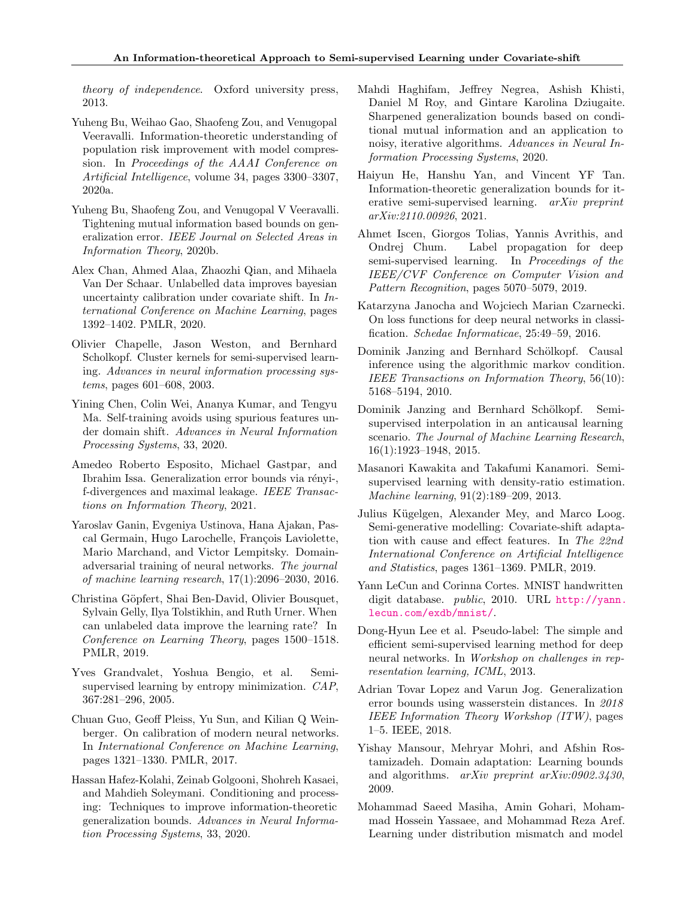*theory of independence*. Oxford university press, 2013.

Yuheng Bu, Weihao Gao, Shaofeng Zou, and Venugopal Veeravalli. Information-theoretic understanding of population risk improvement with model compression. In *Proceedings of the AAAI Conference on Artificial Intelligence*, volume 34, pages 3300–3307, 2020a.

Yuheng Bu, Shaofeng Zou, and Venugopal V Veeravalli. Tightening mutual information based bounds on generalization error. *IEEE Journal on Selected Areas in Information Theory*, 2020b.

Alex Chan, Ahmed Alaa, Zhaozhi Qian, and Mihaela Van Der Schaar. Unlabelled data improves bayesian uncertainty calibration under covariate shift. In *International Conference on Machine Learning*, pages 1392–1402. PMLR, 2020.

Olivier Chapelle, Jason Weston, and Bernhard Scholkopf. Cluster kernels for semi-supervised learning. *Advances in neural information processing systems*, pages 601–608, 2003.

Yining Chen, Colin Wei, Ananya Kumar, and Tengyu Ma. Self-training avoids using spurious features under domain shift. *Advances in Neural Information Processing Systems*, 33, 2020.

Amedeo Roberto Esposito, Michael Gastpar, and Ibrahim Issa. Generalization error bounds via rényi-, f-divergences and maximal leakage. *IEEE Transactions on Information Theory*, 2021.

Yaroslav Ganin, Evgeniya Ustinova, Hana Ajakan, Pascal Germain, Hugo Larochelle, François Laviolette, Mario Marchand, and Victor Lempitsky. Domain-adversarial training of neural networks. *The journal of machine learning research*, 17(1):2096–2030, 2016.

Christina Göpfert, Shai Ben-David, Olivier Bousquet, Sylvain Gelly, Ilya Tolstikhin, and Ruth Urner. When can unlabeled data improve the learning rate? In *Conference on Learning Theory*, pages 1500–1518. PMLR, 2019.

Yves Grandvalet, Yoshua Bengio, et al. Semi-supervised learning by entropy minimization. *CAP*, 367:281–296, 2005.

Chuan Guo, Geoff Pleiss, Yu Sun, and Kilian Q Weinberger. On calibration of modern neural networks. In *International Conference on Machine Learning*, pages 1321–1330. PMLR, 2017.

Hassan Hafez-Kolahi, Zeinab Golgooni, Shohreh Kasaei, and Mahdieh Soleymani. Conditioning and processing: Techniques to improve information-theoretic generalization bounds. *Advances in Neural Information Processing Systems*, 33, 2020.

Mahdi Haghifam, Jeffrey Negrea, Ashish Khisti, Daniel M Roy, and Gintare Karolina Dziugaite. Sharpened generalization bounds based on conditional mutual information and an application to noisy, iterative algorithms. *Advances in Neural Information Processing Systems*, 2020.

Haiyun He, Hanshu Yan, and Vincent YF Tan. Information-theoretic generalization bounds for iterative semi-supervised learning. *arXiv preprint arXiv:2110.00926*, 2021.

Ahmet Iscen, Giorgos Tolias, Yannis Avrithis, and Ondrej Chum. Label propagation for deep semi-supervised learning. In *Proceedings of the IEEE/CVF Conference on Computer Vision and Pattern Recognition*, pages 5070–5079, 2019.

Katarzyna Janocha and Wojciech Marian Czarnecki. On loss functions for deep neural networks in classification. *Schedae Informaticae*, 25:49–59, 2016.

Dominik Janzing and Bernhard Schölkopf. Causal inference using the algorithmic markov condition. *IEEE Transactions on Information Theory*, 56(10): 5168–5194, 2010.

Dominik Janzing and Bernhard Schölkopf. Semi-supervised interpolation in an anticausal learning scenario. *The Journal of Machine Learning Research*, 16(1):1923–1948, 2015.

Masanori Kawakita and Takafumi Kanamori. Semi-supervised learning with density-ratio estimation. *Machine learning*, 91(2):189–209, 2013.

Julius Kügelgen, Alexander Mey, and Marco Loog. Semi-generative modelling: Covariate-shift adaptation with cause and effect features. In *The 22nd International Conference on Artificial Intelligence and Statistics*, pages 1361–1369. PMLR, 2019.

Yann LeCun and Corinna Cortes. MNIST handwritten digit database. *public*, 2010. URL http://yann.lecun.com/exdb/mnist/.

Dong-Hyun Lee et al. Pseudo-label: The simple and efficient semi-supervised learning method for deep neural networks. In *Workshop on challenges in representation learning, ICML*, 2013.

Adrian Tovar Lopez and Varun Jog. Generalization error bounds using wasserstein distances. In *2018 IEEE Information Theory Workshop (ITW)*, pages 1–5. IEEE, 2018.

Yishay Mansour, Mehryar Mohri, and Afshin Rostamizadeh. Domain adaptation: Learning bounds and algorithms. *arXiv preprint arXiv:0902.3430*, 2009.

Mohammad Saeed Masiha, Amin Gohari, Mohammad Hossein Yassaee, and Mohammad Reza Aref. Learning under distribution mismatch and model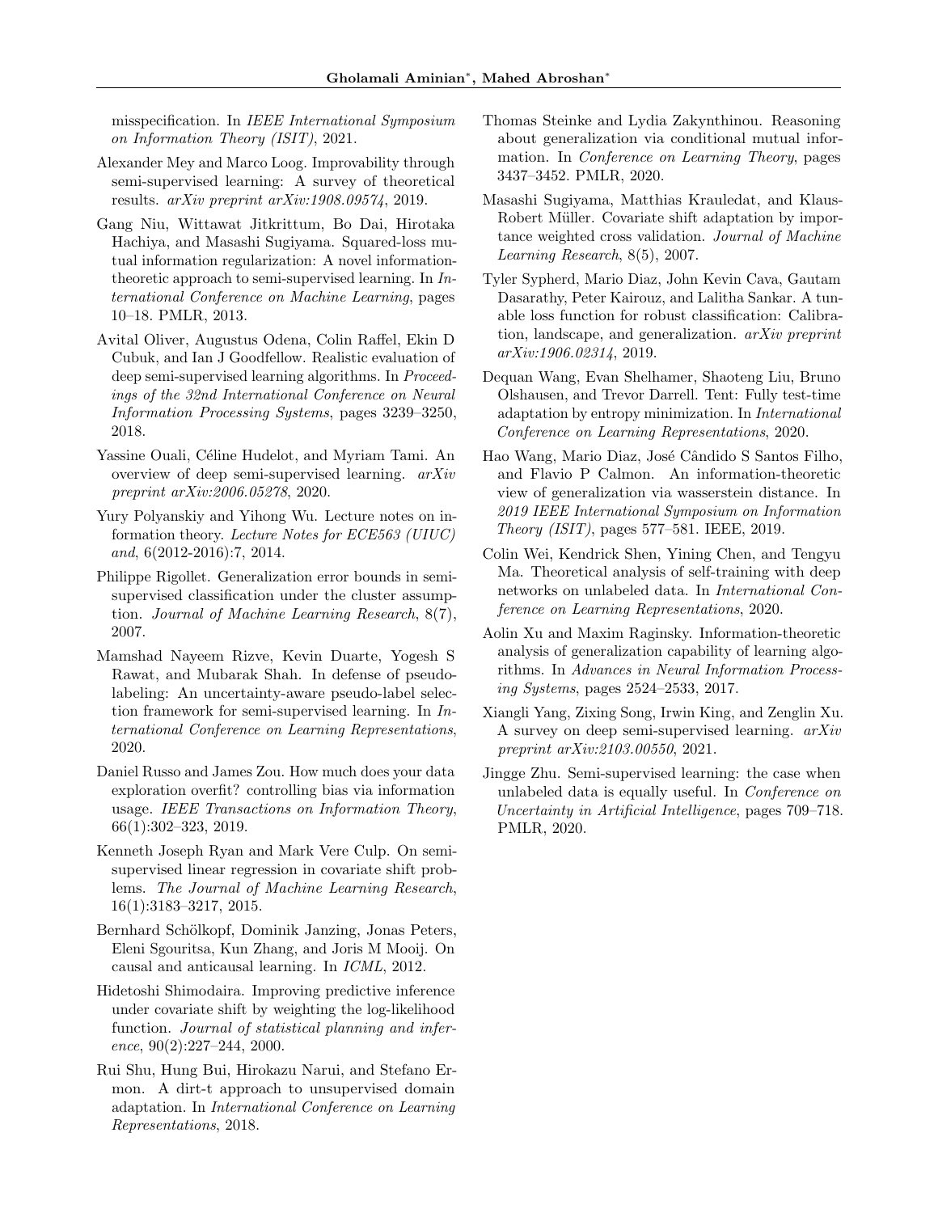misspecification. In *IEEE International Symposium on Information Theory (ISIT)*, 2021.

Alexander Mey and Marco Loog. Improvability through semi-supervised learning: A survey of theoretical results. *arXiv preprint arXiv:1908.09574*, 2019.

Gang Niu, Wittawat Jitkrittum, Bo Dai, Hirotaka Hachiya, and Masashi Sugiyama. Squared-loss mutual information regularization: A novel information-theoretic approach to semi-supervised learning. In *International Conference on Machine Learning*, pages 10–18. PMLR, 2013.

Avital Oliver, Augustus Odena, Colin Raffel, Ekin D Cubuk, and Ian J Goodfellow. Realistic evaluation of deep semi-supervised learning algorithms. In *Proceedings of the 32nd International Conference on Neural Information Processing Systems*, pages 3239–3250, 2018.

Yassine Ouali, Céline Hudelot, and Myriam Tami. An overview of deep semi-supervised learning. *arXiv preprint arXiv:2006.05278*, 2020.

Yury Polyanskiy and Yihong Wu. Lecture notes on information theory. *Lecture Notes for ECE563 (UIUC) and*, 6(2012-2016):7, 2014.

Philippe Rigollet. Generalization error bounds in semi-supervised classification under the cluster assumption. *Journal of Machine Learning Research*, 8(7), 2007.

Mamshad Nayeem Rizve, Kevin Duarte, Yogesh S Rawat, and Mubarak Shah. In defense of pseudo-labeling: An uncertainty-aware pseudo-label selection framework for semi-supervised learning. In *International Conference on Learning Representations*, 2020.

Daniel Russo and James Zou. How much does your data exploration overfit? controlling bias via information usage. *IEEE Transactions on Information Theory*, 66(1):302–323, 2019.

Kenneth Joseph Ryan and Mark Vere Culp. On semi-supervised linear regression in covariate shift problems. *The Journal of Machine Learning Research*, 16(1):3183–3217, 2015.

Bernhard Schölkopf, Dominik Janzing, Jonas Peters, Eleni Sgouritsa, Kun Zhang, and Joris M Mooij. On causal and anticausal learning. In *ICML*, 2012.

Hidetoshi Shimodaira. Improving predictive inference under covariate shift by weighting the log-likelihood function. *Journal of statistical planning and inference*, 90(2):227–244, 2000.

Rui Shu, Hung Bui, Hirokazu Narui, and Stefano Ermon. A dirt-t approach to unsupervised domain adaptation. In *International Conference on Learning Representations*, 2018.

Thomas Steinke and Lydia Zakynthinou. Reasoning about generalization via conditional mutual information. In *Conference on Learning Theory*, pages 3437–3452. PMLR, 2020.

Masashi Sugiyama, Matthias Krauledat, and Klaus-Robert Müller. Covariate shift adaptation by importance weighted cross validation. *Journal of Machine Learning Research*, 8(5), 2007.

Tyler Sypherd, Mario Diaz, John Kevin Cava, Gautam Dasarathy, Peter Kairouz, and Lalitha Sankar. A tunable loss function for robust classification: Calibration, landscape, and generalization. *arXiv preprint arXiv:1906.02314*, 2019.

Dequan Wang, Evan Shelhamer, Shaoteng Liu, Bruno Olshausen, and Trevor Darrell. Tent: Fully test-time adaptation by entropy minimization. In *International Conference on Learning Representations*, 2020.

Hao Wang, Mario Diaz, José Cândido S Santos Filho, and Flavio P Calmon. An information-theoretic view of generalization via wasserstein distance. In *2019 IEEE International Symposium on Information Theory (ISIT)*, pages 577–581. IEEE, 2019.

Colin Wei, Kendrick Shen, Yining Chen, and Tengyu Ma. Theoretical analysis of self-training with deep networks on unlabeled data. In *International Conference on Learning Representations*, 2020.

Aolin Xu and Maxim Raginsky. Information-theoretic analysis of generalization capability of learning algorithms. In *Advances in Neural Information Processing Systems*, pages 2524–2533, 2017.

Xiangli Yang, Zixing Song, Irwin King, and Zenglin Xu. A survey on deep semi-supervised learning. *arXiv preprint arXiv:2103.00550*, 2021.

Jingge Zhu. Semi-supervised learning: the case when unlabeled data is equally useful. In *Conference on Uncertainty in Artificial Intelligence*, pages 709–718. PMLR, 2020.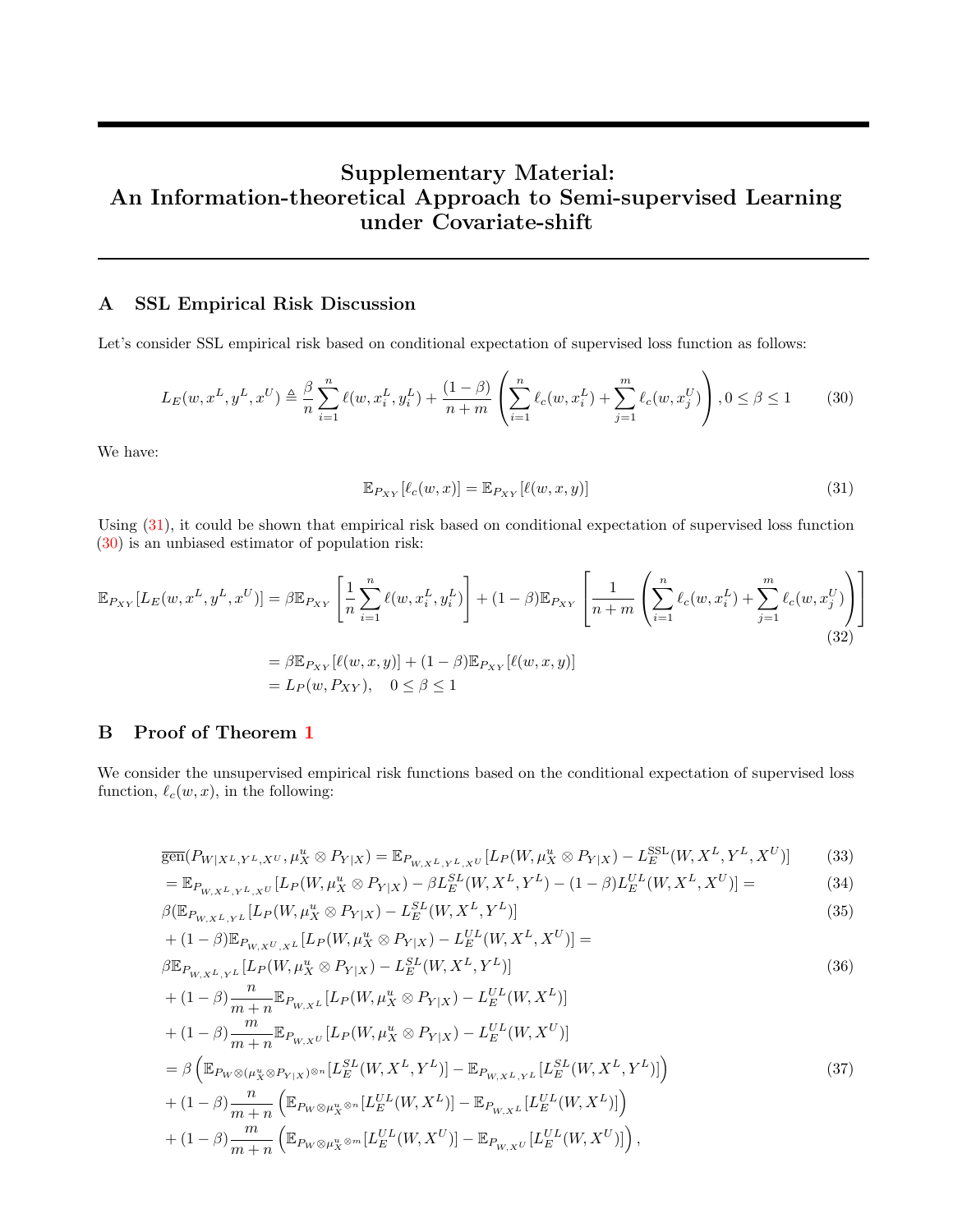# Supplementary Material: An Information-theoretical Approach to Semi-supervised Learning under Covariate-shift

## A SSL Empirical Risk Discussion

Let's consider SSL empirical risk based on conditional expectation of supervised loss function as follows:

$$L_E(w,x^L,y^L,x^U) \triangleq \frac{\beta}{n}\sum_{i=1}^{n}\ell(w,x_i^L,y_i^L) + \frac{(1-\beta)}{n+m}\left(\sum_{i=1}^{n}\ell_c(w,x_i^L) + \sum_{j=1}^{m}\ell_c(w,x_j^U)\right), 0 \le \beta \le 1 \tag{30}$$

We have:

$$\mathbb{E}_{P_{XY}}[\ell_c(w,x)] = \mathbb{E}_{P_{XY}}[\ell(w,x,y)] \tag{31}$$

Using (31), it could be shown that empirical risk based on conditional expectation of supervised loss function (30) is an unbiased estimator of population risk:

$$\mathbb{E}_{P_{XY}}[L_E(w,x^L,y^L,x^U)] = \beta\mathbb{E}_{P_{XY}}\left[\frac{1}{n}\sum_{i=1}^{n}\ell(w,x_i^L,y_i^L)\right] + (1-\beta)\mathbb{E}_{P_{XY}}\left[\frac{1}{n+m}\left(\sum_{i=1}^{n}\ell_c(w,x_i^L) + \sum_{j=1}^{m}\ell_c(w,x_j^U)\right)\right] \tag{32}$$

$$= \beta\mathbb{E}_{P_{XY}}[\ell(w,x,y)] + (1-\beta)\mathbb{E}_{P_{XY}}[\ell(w,x,y)]$$
$$= L_P(w,P_{XY}), \quad 0 \le \beta \le 1$$

## B Proof of Theorem 1

We consider the unsupervised empirical risk functions based on the conditional expectation of supervised loss function, $\ell_c(w,x)$, in the following:

$$\overline{\text{gen}}(P_{W|X^L,Y^L,X^U}, \mu_X^u \otimes P_{Y|X}) = \mathbb{E}_{P_{W,X^L,Y^L,X^U}}[L_P(W,\mu_X^u \otimes P_{Y|X}) - L_E^{\text{SSL}}(W,X^L,Y^L,X^U)] \tag{33}$$

$$= \mathbb{E}_{P_{W,X^L,Y^L,X^U}}[L_P(W,\mu_X^u \otimes P_{Y|X}) - \beta L_E^{SL}(W,X^L,Y^L) - (1-\beta)L_E^{UL}(W,X^L,X^U)] = \tag{34}$$

$$\beta(\mathbb{E}_{P_{W,X^L,Y^L}}[L_P(W,\mu_X^u \otimes P_{Y|X}) - L_E^{SL}(W,X^L,Y^L)] \tag{35}$$
$$+ (1-\beta)\mathbb{E}_{P_{W,X^U,X^L}}[L_P(W,\mu_X^u \otimes P_{Y|X}) - L_E^{UL}(W,X^L,X^U)] =$$

$$\beta\mathbb{E}_{P_{W,X^L,Y^L}}[L_P(W,\mu_X^u \otimes P_{Y|X}) - L_E^{SL}(W,X^L,Y^L)] \tag{36}$$
$$+ (1-\beta)\frac{n}{m+n}\mathbb{E}_{P_{W,X^L}}[L_P(W,\mu_X^u \otimes P_{Y|X}) - L_E^{UL}(W,X^L)]$$
$$+ (1-\beta)\frac{m}{m+n}\mathbb{E}_{P_{W,X^U}}[L_P(W,\mu_X^u \otimes P_{Y|X}) - L_E^{UL}(W,X^U)]$$

$$= \beta\left(\mathbb{E}_{P_W\otimes(\mu_X^u\otimes P_{Y|X})^{\otimes n}}[L_E^{SL}(W,X^L,Y^L)] - \mathbb{E}_{P_{W,X^L,Y^L}}[L_E^{SL}(W,X^L,Y^L)]\right) \tag{37}$$
$$+ (1-\beta)\frac{n}{m+n}\left(\mathbb{E}_{P_W\otimes\mu_X^{u\otimes n}}[L_E^{UL}(W,X^L)] - \mathbb{E}_{P_{W,X^L}}[L_E^{UL}(W,X^L)]\right)$$
$$+ (1-\beta)\frac{m}{m+n}\left(\mathbb{E}_{P_W\otimes\mu_X^{u\otimes m}}[L_E^{UL}(W,X^U)] - \mathbb{E}_{P_{W,X^U}}[L_E^{UL}(W,X^U)]\right),$$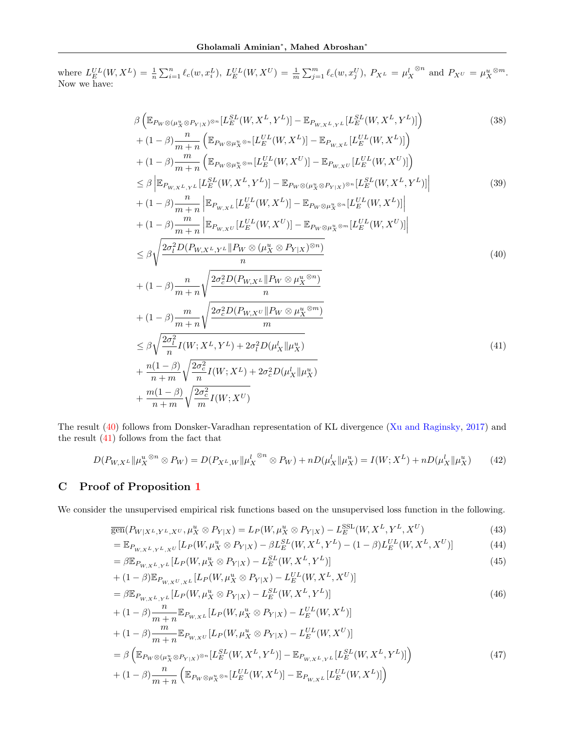where $L_E^{UL}(W,X^L) = \frac{1}{n}\sum_{i=1}^n \ell_c(w,x_i^L)$, $L_E^{UL}(W,X^U) = \frac{1}{m}\sum_{j=1}^m \ell_c(w,x_j^U)$, $P_{X^L} = {\mu_X^l}^{\otimes n}$ and $P_{X^U} = {\mu_X^u}^{\otimes m}$. Now we have:

$$
\begin{aligned}
&\beta\left(\mathbb{E}_{P_W\otimes(\mu_X^u\otimes P_{Y|X})^{\otimes n}}[L_E^{SL}(W,X^L,Y^L)] - \mathbb{E}_{P_{W,X^L,Y^L}}[L_E^{SL}(W,X^L,Y^L)]\right) && (38)\\
&+(1-\beta)\frac{n}{m+n}\left(\mathbb{E}_{P_W\otimes {\mu_X^u}^{\otimes n}}[L_E^{UL}(W,X^L)] - \mathbb{E}_{P_{W,X^L}}[L_E^{UL}(W,X^L)]\right)\\
&+(1-\beta)\frac{m}{m+n}\left(\mathbb{E}_{P_W\otimes {\mu_X^u}^{\otimes m}}[L_E^{UL}(W,X^U)] - \mathbb{E}_{P_{W,X^U}}[L_E^{UL}(W,X^U)]\right)\\
&\leq \beta\left|\mathbb{E}_{P_{W,X^L,Y^L}}[L_E^{SL}(W,X^L,Y^L)] - \mathbb{E}_{P_W\otimes(\mu_X^u\otimes P_{Y|X})^{\otimes n}}[L_E^{SL}(W,X^L,Y^L)]\right| && (39)\\
&+(1-\beta)\frac{n}{m+n}\left|\mathbb{E}_{P_{W,X^L}}[L_E^{UL}(W,X^L)] - \mathbb{E}_{P_W\otimes {\mu_X^u}^{\otimes n}}[L_E^{UL}(W,X^L)]\right|\\
&+(1-\beta)\frac{m}{m+n}\left|\mathbb{E}_{P_{W,X^U}}[L_E^{UL}(W,X^U)] - \mathbb{E}_{P_W\otimes {\mu_X^u}^{\otimes m}}[L_E^{UL}(W,X^U)]\right|\\
&\leq \beta\sqrt{\frac{2\sigma_l^2 D(P_{W,X^L,Y^L}\|P_W\otimes(\mu_X^u\otimes P_{Y|X})^{\otimes n})}{n}} && (40)\\
&+(1-\beta)\frac{n}{m+n}\sqrt{\frac{2\sigma_c^2 D(P_{W,X^L}\|P_W\otimes {\mu_X^u}^{\otimes n})}{n}}\\
&+(1-\beta)\frac{m}{m+n}\sqrt{\frac{2\sigma_c^2 D(P_{W,X^U}\|P_W\otimes {\mu_X^u}^{\otimes m})}{m}}\\
&\leq \beta\sqrt{\frac{2\sigma_l^2}{n}I(W;X^L,Y^L) + 2\sigma_l^2 D(\mu_X^l\|\mu_X^u)} && (41)\\
&+\frac{n(1-\beta)}{n+m}\sqrt{\frac{2\sigma_c^2}{n}I(W;X^L) + 2\sigma_c^2 D(\mu_X^l\|\mu_X^u)}\\
&+\frac{m(1-\beta)}{n+m}\sqrt{\frac{2\sigma_c^2}{m}I(W;X^U)}
\end{aligned}
$$

The result (40) follows from Donsker-Varadhan representation of KL divergence (Xu and Raginsky, 2017) and the result (41) follows from the fact that

$$
D(P_{W,X^L}\|{\mu_X^u}^{\otimes n}\otimes P_W) = D(P_{X^L,W}\|{\mu_X^l}^{\otimes n}\otimes P_W) + nD(\mu_X^l\|\mu_X^u) = I(W;X^L) + nD(\mu_X^l\|\mu_X^u) \qquad (42)
$$

## C Proof of Proposition 1

We consider the unsupervised empirical risk functions based on the unsupervised loss function in the following.

$$
\begin{aligned}
&\overline{\text{gen}}(P_{W|X^L,Y^L,X^U},\mu_X^u\otimes P_{Y|X}) = L_P(W,\mu_X^u\otimes P_{Y|X}) - L_E^{\text{SSL}}(W,X^L,Y^L,X^U) && (43)\\
&= \mathbb{E}_{P_{W,X^L,Y^L,X^U}}[L_P(W,\mu_X^u\otimes P_{Y|X}) - \beta L_E^{SL}(W,X^L,Y^L) - (1-\beta)L_E^{UL}(W,X^L,X^U)] && (44)\\
&= \beta\mathbb{E}_{P_{W,X^L,Y^L}}[L_P(W,\mu_X^u\otimes P_{Y|X}) - L_E^{SL}(W,X^L,Y^L)] && (45)\\
&+(1-\beta)\mathbb{E}_{P_{W,X^U,X^L}}[L_P(W,\mu_X^u\otimes P_{Y|X}) - L_E^{UL}(W,X^L,X^U)]\\
&= \beta\mathbb{E}_{P_{W,X^L,Y^L}}[L_P(W,\mu_X^u\otimes P_{Y|X}) - L_E^{SL}(W,X^L,Y^L)] && (46)\\
&+(1-\beta)\frac{n}{m+n}\mathbb{E}_{P_{W,X^L}}[L_P(W,\mu_X^u\otimes P_{Y|X}) - L_E^{UL}(W,X^L)]\\
&+(1-\beta)\frac{m}{m+n}\mathbb{E}_{P_{W,X^U}}[L_P(W,\mu_X^u\otimes P_{Y|X}) - L_E^{UL}(W,X^U)]\\
&= \beta\left(\mathbb{E}_{P_W\otimes(\mu_X^u\otimes P_{Y|X})^{\otimes n}}[L_E^{SL}(W,X^L,Y^L)] - \mathbb{E}_{P_{W,X^L,Y^L}}[L_E^{SL}(W,X^L,Y^L)]\right) && (47)\\
&+(1-\beta)\frac{n}{m+n}\left(\mathbb{E}_{P_W\otimes {\mu_X^u}^{\otimes n}}[L_E^{UL}(W,X^L)] - \mathbb{E}_{P_{W,X^L}}[L_E^{UL}(W,X^L)]\right)
\end{aligned}
$$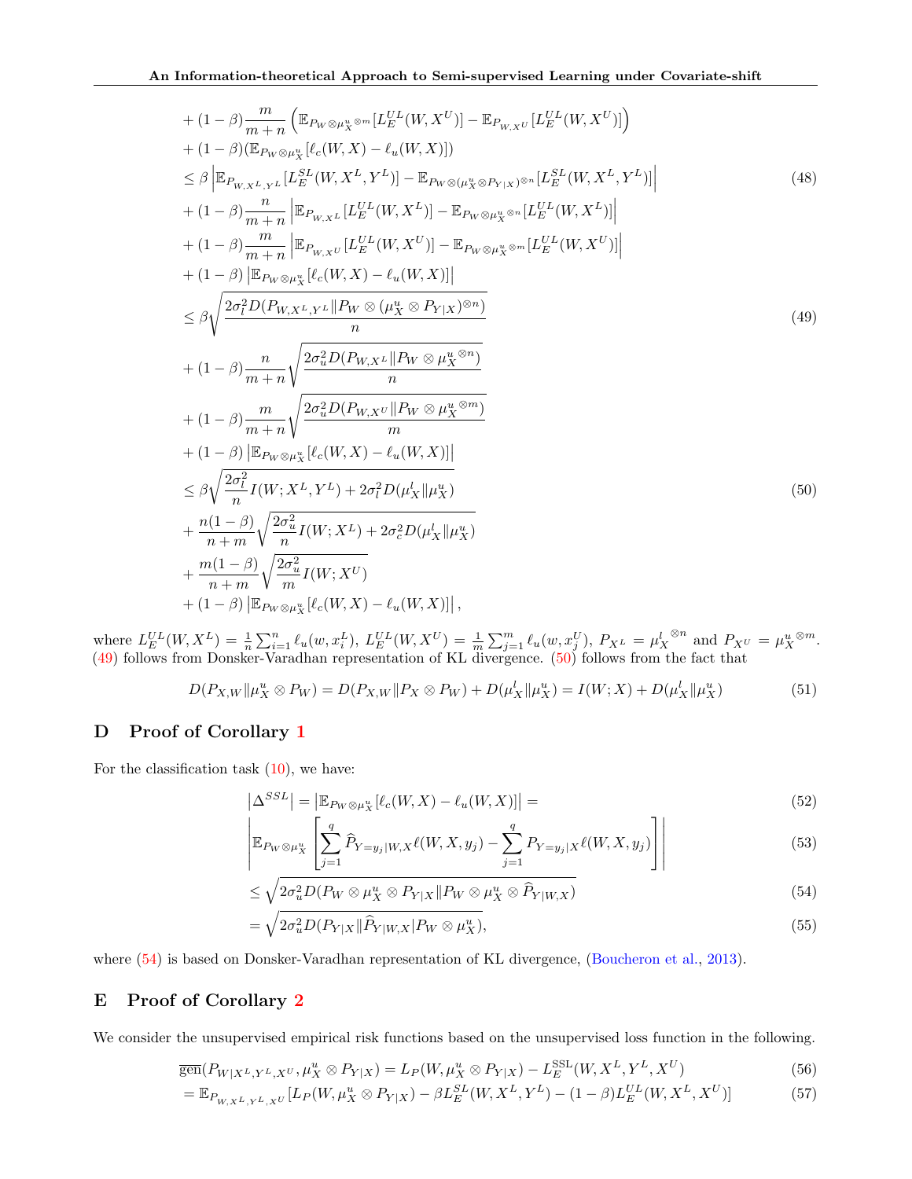$$
\begin{aligned}
&+ (1-\beta)\frac{m}{m+n}\left(\mathbb{E}_{P_W\otimes\mu_X^u{}^{\otimes m}}[L_E^{UL}(W,X^U)] - \mathbb{E}_{P_{W,X^U}}[L_E^{UL}(W,X^U)]\right)\\
&+ (1-\beta)(\mathbb{E}_{P_W\otimes\mu_X^u}[\ell_c(W,X)-\ell_u(W,X)])\\
&\leq \beta\left|\mathbb{E}_{P_{W,X^L,Y^L}}[L_E^{SL}(W,X^L,Y^L)] - \mathbb{E}_{P_W\otimes(\mu_X^u\otimes P_{Y|X})^{\otimes n}}[L_E^{SL}(W,X^L,Y^L)]\right| \qquad (48)\\
&+ (1-\beta)\frac{n}{m+n}\left|\mathbb{E}_{P_{W,X^L}}[L_E^{UL}(W,X^L)] - \mathbb{E}_{P_W\otimes\mu_X^u{}^{\otimes n}}[L_E^{UL}(W,X^L)]\right|\\
&+ (1-\beta)\frac{m}{m+n}\left|\mathbb{E}_{P_{W,X^U}}[L_E^{UL}(W,X^U)] - \mathbb{E}_{P_W\otimes\mu_X^u{}^{\otimes m}}[L_E^{UL}(W,X^U)]\right|\\
&+ (1-\beta)\left|\mathbb{E}_{P_W\otimes\mu_X^u}[\ell_c(W,X)-\ell_u(W,X)]\right|\\
&\leq \beta\sqrt{\frac{2\sigma_l^2 D(P_{W,X^L,Y^L}\|P_W\otimes(\mu_X^u\otimes P_{Y|X})^{\otimes n})}{n}} \qquad (49)\\
&+ (1-\beta)\frac{n}{m+n}\sqrt{\frac{2\sigma_u^2 D(P_{W,X^L}\|P_W\otimes\mu_X^u{}^{\otimes n})}{n}}\\
&+ (1-\beta)\frac{m}{m+n}\sqrt{\frac{2\sigma_u^2 D(P_{W,X^U}\|P_W\otimes\mu_X^u{}^{\otimes m})}{m}}\\
&+ (1-\beta)\left|\mathbb{E}_{P_W\otimes\mu_X^u}[\ell_c(W,X)-\ell_u(W,X)]\right|\\
&\leq \beta\sqrt{\frac{2\sigma_l^2}{n}I(W;X^L,Y^L) + 2\sigma_l^2 D(\mu_X^l\|\mu_X^u)} \qquad (50)\\
&+ \frac{n(1-\beta)}{n+m}\sqrt{\frac{2\sigma_u^2}{n}I(W;X^L) + 2\sigma_c^2 D(\mu_X^l\|\mu_X^u)}\\
&+ \frac{m(1-\beta)}{n+m}\sqrt{\frac{2\sigma_u^2}{m}I(W;X^U)}\\
&+ (1-\beta)\left|\mathbb{E}_{P_W\otimes\mu_X^u}[\ell_c(W,X)-\ell_u(W,X)]\right|,
\end{aligned}
$$

where $L_E^{UL}(W,X^L) = \frac{1}{n}\sum_{i=1}^n \ell_u(w,x_i^L)$, $L_E^{UL}(W,X^U) = \frac{1}{m}\sum_{j=1}^m \ell_u(w,x_j^U)$, $P_{X^L} = \mu_X^l{}^{\otimes n}$ and $P_{X^U} = \mu_X^u{}^{\otimes m}$. (49) follows from Donsker-Varadhan representation of KL divergence. (50) follows from the fact that

$$
D(P_{X,W}\|\mu_X^u\otimes P_W) = D(P_{X,W}\|P_X\otimes P_W) + D(\mu_X^l\|\mu_X^u) = I(W;X) + D(\mu_X^l\|\mu_X^u) \qquad (51)
$$

## D Proof of Corollary 1

For the classification task (10), we have:

$$
\begin{aligned}
&\left|\Delta^{SSL}\right| = \left|\mathbb{E}_{P_W\otimes\mu_X^u}[\ell_c(W,X)-\ell_u(W,X)]\right| = \qquad (52)\\
&\left|\mathbb{E}_{P_W\otimes\mu_X^u}\left[\sum_{j=1}^q \widehat{P}_{Y=y_j|W,X}\ell(W,X,y_j) - \sum_{j=1}^q P_{Y=y_j|X}\ell(W,X,y_j)\right]\right| \qquad (53)\\
&\leq \sqrt{2\sigma_u^2 D(P_W\otimes\mu_X^u\otimes P_{Y|X}\|P_W\otimes\mu_X^u\otimes\widehat{P}_{Y|W,X})} \qquad (54)\\
&= \sqrt{2\sigma_u^2 D(P_{Y|X}\|\widehat{P}_{Y|W,X}|P_W\otimes\mu_X^u)}, \qquad (55)
\end{aligned}
$$

where (54) is based on Donsker-Varadhan representation of KL divergence, (Boucheron et al., 2013).

## E Proof of Corollary 2

We consider the unsupervised empirical risk functions based on the unsupervised loss function in the following.

$$
\begin{aligned}
&\overline{\text{gen}}(P_{W|X^L,Y^L,X^U},\mu_X^u\otimes P_{Y|X}) = L_P(W,\mu_X^u\otimes P_{Y|X}) - L_E^{\text{SSL}}(W,X^L,Y^L,X^U) \qquad (56)\\
&= \mathbb{E}_{P_{W,X^L,Y^L,X^U}}[L_P(W,\mu_X^u\otimes P_{Y|X}) - \beta L_E^{SL}(W,X^L,Y^L) - (1-\beta)L_E^{UL}(W,X^L,X^U)] \qquad (57)
\end{aligned}
$$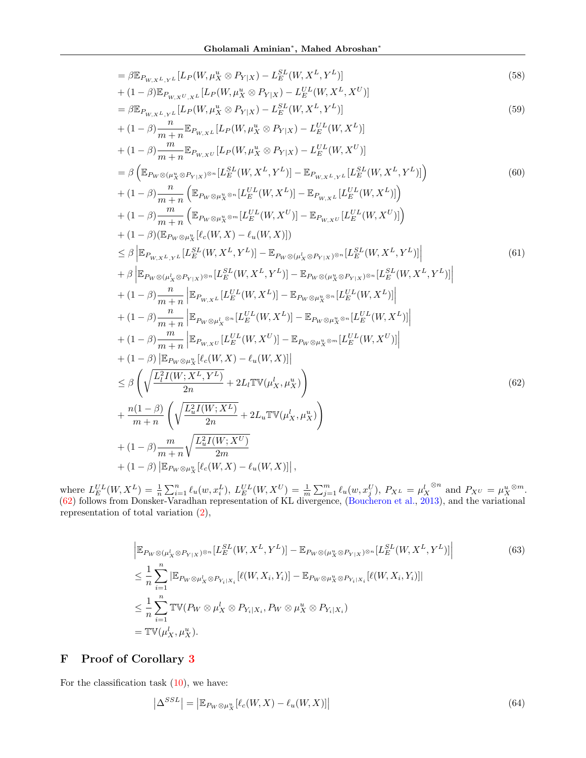$$
\begin{aligned}
&= \beta \mathbb{E}_{P_{W,X^L,Y^L}}[L_P(W, \mu_X^u \otimes P_{Y|X}) - L_E^{SL}(W, X^L, Y^L)] && (58)\\
&+ (1-\beta)\mathbb{E}_{P_{W,X^U,X^L}}[L_P(W, \mu_X^u \otimes P_{Y|X}) - L_E^{UL}(W, X^L, X^U)] \\
&= \beta \mathbb{E}_{P_{W,X^L,Y^L}}[L_P(W, \mu_X^u \otimes P_{Y|X}) - L_E^{SL}(W, X^L, Y^L)] && (59)\\
&+ (1-\beta)\frac{n}{m+n}\mathbb{E}_{P_{W,X^L}}[L_P(W, \mu_X^u \otimes P_{Y|X}) - L_E^{UL}(W, X^L)] \\
&+ (1-\beta)\frac{m}{m+n}\mathbb{E}_{P_{W,X^U}}[L_P(W, \mu_X^u \otimes P_{Y|X}) - L_E^{UL}(W, X^U)] \\
&= \beta \left(\mathbb{E}_{P_W \otimes (\mu_X^u \otimes P_{Y|X})^{\otimes n}}[L_E^{SL}(W, X^L, Y^L)] - \mathbb{E}_{P_{W,X^L,Y^L}}[L_E^{SL}(W, X^L, Y^L)]\right) && (60)\\
&+ (1-\beta)\frac{n}{m+n}\left(\mathbb{E}_{P_W \otimes \mu_X^{u \otimes n}}[L_E^{UL}(W, X^L)] - \mathbb{E}_{P_{W,X^L}}[L_E^{UL}(W, X^L)]\right) \\
&+ (1-\beta)\frac{m}{m+n}\left(\mathbb{E}_{P_W \otimes \mu_X^{u \otimes m}}[L_E^{UL}(W, X^U)] - \mathbb{E}_{P_{W,X^U}}[L_E^{UL}(W, X^U)]\right) \\
&+ (1-\beta)(\mathbb{E}_{P_W \otimes \mu_X^u}[\ell_c(W, X) - \ell_u(W, X)]) \\
&\leq \beta \left|\mathbb{E}_{P_{W,X^L,Y^L}}[L_E^{SL}(W, X^L, Y^L)] - \mathbb{E}_{P_W \otimes (\mu_X^l \otimes P_{Y|X})^{\otimes n}}[L_E^{SL}(W, X^L, Y^L)]\right| && (61)\\
&+ \beta \left|\mathbb{E}_{P_W \otimes (\mu_X^l \otimes P_{Y|X})^{\otimes n}}[L_E^{SL}(W, X^L, Y^L)] - \mathbb{E}_{P_W \otimes (\mu_X^u \otimes P_{Y|X})^{\otimes n}}[L_E^{SL}(W, X^L, Y^L)]\right| \\
&+ (1-\beta)\frac{n}{m+n}\left|\mathbb{E}_{P_{W,X^L}}[L_E^{UL}(W, X^L)] - \mathbb{E}_{P_W \otimes \mu_X^{u \otimes n}}[L_E^{UL}(W, X^L)]\right| \\
&+ (1-\beta)\frac{n}{m+n}\left|\mathbb{E}_{P_W \otimes \mu_X^{l \otimes n}}[L_E^{UL}(W, X^L)] - \mathbb{E}_{P_W \otimes \mu_X^{u \otimes n}}[L_E^{UL}(W, X^L)]\right| \\
&+ (1-\beta)\frac{m}{m+n}\left|\mathbb{E}_{P_{W,X^U}}[L_E^{UL}(W, X^U)] - \mathbb{E}_{P_W \otimes \mu_X^{u \otimes m}}[L_E^{UL}(W, X^U)]\right| \\
&+ (1-\beta)\left|\mathbb{E}_{P_W \otimes \mu_X^u}[\ell_c(W, X) - \ell_u(W, X)]\right| \\
&\leq \beta \left(\sqrt{\frac{L_l^2 I(W; X^L, Y^L)}{2n}} + 2L_l \mathbb{TV}(\mu_X^l, \mu_X^u)\right) && (62)\\
&+ \frac{n(1-\beta)}{m+n}\left(\sqrt{\frac{L_u^2 I(W; X^L)}{2n}} + 2L_u \mathbb{TV}(\mu_X^l, \mu_X^u)\right) \\
&+ (1-\beta)\frac{m}{m+n}\sqrt{\frac{L_u^2 I(W; X^U)}{2m}} \\
&+ (1-\beta)\left|\mathbb{E}_{P_W \otimes \mu_X^u}[\ell_c(W, X) - \ell_u(W, X)]\right|,
\end{aligned}
$$

where $L_E^{UL}(W, X^L) = \frac{1}{n}\sum_{i=1}^n \ell_u(w, x_i^L)$, $L_E^{UL}(W, X^U) = \frac{1}{m}\sum_{j=1}^m \ell_u(w, x_j^U)$, $P_{X^L} = \mu_X^{l\,\otimes n}$ and $P_{X^U} = \mu_X^{u\,\otimes m}$. (62) follows from Donsker-Varadhan representation of KL divergence, (Boucheron et al., 2013), and the variational representation of total variation (2),

$$
\begin{aligned}
&\left|\mathbb{E}_{P_W \otimes (\mu_X^l \otimes P_{Y|X})^{\otimes n}}[L_E^{SL}(W, X^L, Y^L)] - \mathbb{E}_{P_W \otimes (\mu_X^u \otimes P_{Y|X})^{\otimes n}}[L_E^{SL}(W, X^L, Y^L)]\right| && (63)\\
&\leq \frac{1}{n}\sum_{i=1}^n \left|\mathbb{E}_{P_W \otimes \mu_X^l \otimes P_{Y_i|X_i}}[\ell(W, X_i, Y_i)] - \mathbb{E}_{P_W \otimes \mu_X^u \otimes P_{Y_i|X_i}}[\ell(W, X_i, Y_i)]\right| \\
&\leq \frac{1}{n}\sum_{i=1}^n \mathbb{TV}(P_W \otimes \mu_X^l \otimes P_{Y_i|X_i}, P_W \otimes \mu_X^u \otimes P_{Y_i|X_i}) \\
&= \mathbb{TV}(\mu_X^l, \mu_X^u).
\end{aligned}
$$

## F Proof of Corollary 3

For the classification task (10), we have:

$$
\left|\Delta^{SSL}\right| = \left|\mathbb{E}_{P_W \otimes \mu_X^u}[\ell_c(W, X) - \ell_u(W, X)]\right| \tag{64}
$$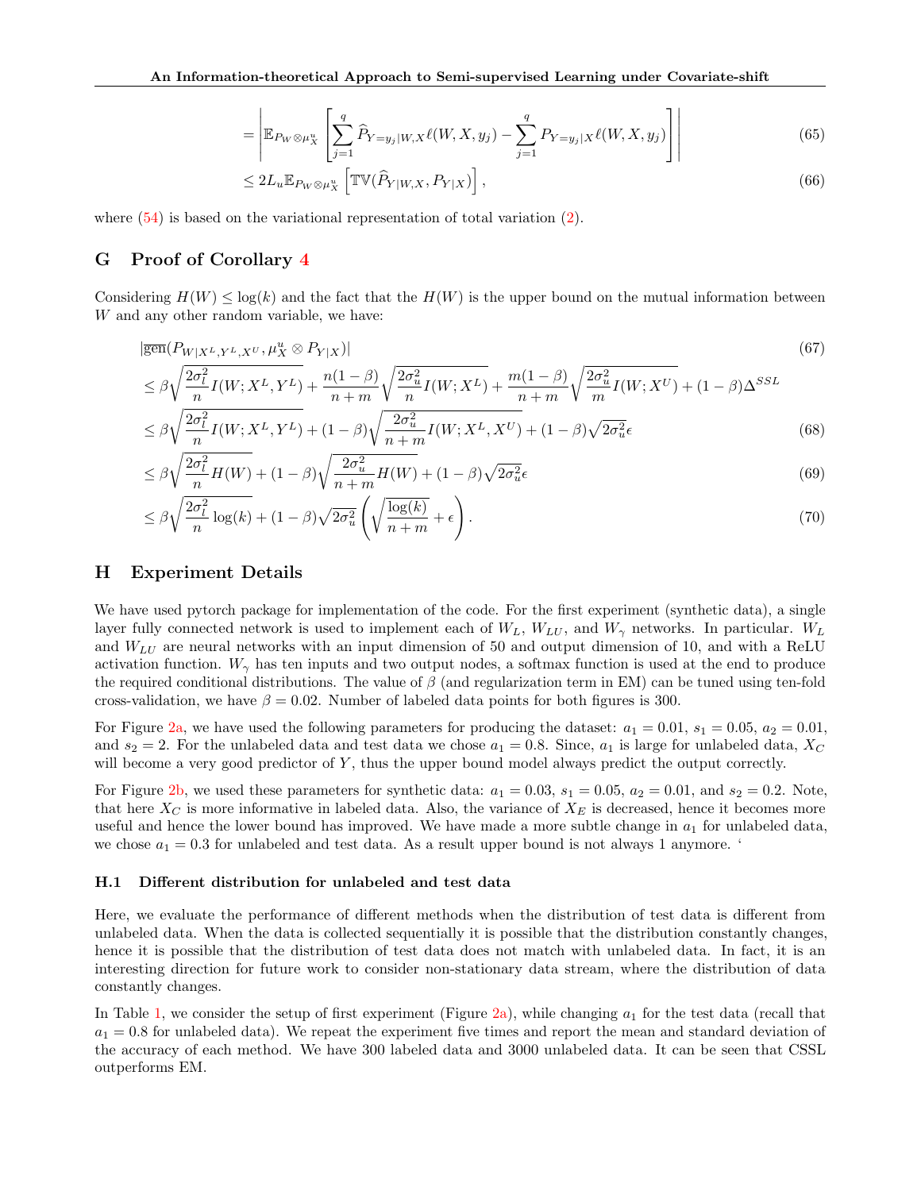$$= \left| \mathbb{E}_{P_W \otimes \mu_X^u} \left[ \sum_{j=1}^{q} \widehat{P}_{Y=y_j|W,X} \ell(W,X,y_j) - \sum_{j=1}^{q} P_{Y=y_j|X} \ell(W,X,y_j) \right] \right| \tag{65}$$

$$\leq 2L_u \mathbb{E}_{P_W \otimes \mu_X^u} \left[ \mathbb{TV}(\widehat{P}_{Y|W,X}, P_{Y|X}) \right], \tag{66}$$

where (54) is based on the variational representation of total variation (2).

## G Proof of Corollary 4

Considering $H(W) \leq \log(k)$ and the fact that the $H(W)$ is the upper bound on the mutual information between $W$ and any other random variable, we have:

$$|\overline{\text{gen}}(P_{W|X^L,Y^L,X^U}, \mu_X^u \otimes P_{Y|X})| \tag{67}$$

$$\leq \beta \sqrt{\frac{2\sigma_l^2}{n} I(W; X^L, Y^L)} + \frac{n(1-\beta)}{n+m} \sqrt{\frac{2\sigma_u^2}{n} I(W; X^L)} + \frac{m(1-\beta)}{n+m} \sqrt{\frac{2\sigma_u^2}{m} I(W; X^U)} + (1-\beta)\Delta^{SSL}$$

$$\leq \beta \sqrt{\frac{2\sigma_l^2}{n} I(W; X^L, Y^L)} + (1-\beta) \sqrt{\frac{2\sigma_u^2}{n+m} I(W; X^L, X^U)} + (1-\beta)\sqrt{2\sigma_u^2}\epsilon \tag{68}$$

$$\leq \beta \sqrt{\frac{2\sigma_l^2}{n} H(W)} + (1-\beta) \sqrt{\frac{2\sigma_u^2}{n+m} H(W)} + (1-\beta)\sqrt{2\sigma_u^2}\epsilon \tag{69}$$

$$\leq \beta \sqrt{\frac{2\sigma_l^2}{n} \log(k)} + (1-\beta)\sqrt{2\sigma_u^2} \left( \sqrt{\frac{\log(k)}{n+m}} + \epsilon \right). \tag{70}$$

## H Experiment Details

We have used pytorch package for implementation of the code. For the first experiment (synthetic data), a single layer fully connected network is used to implement each of $W_L$, $W_{LU}$, and $W_\gamma$ networks. In particular. $W_L$ and $W_{LU}$ are neural networks with an input dimension of 50 and output dimension of 10, and with a ReLU activation function. $W_\gamma$ has ten inputs and two output nodes, a softmax function is used at the end to produce the required conditional distributions. The value of $\beta$ (and regularization term in EM) can be tuned using ten-fold cross-validation, we have $\beta = 0.02$. Number of labeled data points for both figures is 300.

For Figure 2a, we have used the following parameters for producing the dataset: $a_1 = 0.01$, $s_1 = 0.05$, $a_2 = 0.01$, and $s_2 = 2$. For the unlabeled data and test data we chose $a_1 = 0.8$. Since, $a_1$ is large for unlabeled data, $X_C$ will become a very good predictor of $Y$, thus the upper bound model always predict the output correctly.

For Figure 2b, we used these parameters for synthetic data: $a_1 = 0.03$, $s_1 = 0.05$, $a_2 = 0.01$, and $s_2 = 0.2$. Note, that here $X_C$ is more informative in labeled data. Also, the variance of $X_E$ is decreased, hence it becomes more useful and hence the lower bound has improved. We have made a more subtle change in $a_1$ for unlabeled data, we chose $a_1 = 0.3$ for unlabeled and test data. As a result upper bound is not always 1 anymore. '

### H.1 Different distribution for unlabeled and test data

Here, we evaluate the performance of different methods when the distribution of test data is different from unlabeled data. When the data is collected sequentially it is possible that the distribution constantly changes, hence it is possible that the distribution of test data does not match with unlabeled data. In fact, it is an interesting direction for future work to consider non-stationary data stream, where the distribution of data constantly changes.

In Table 1, we consider the setup of first experiment (Figure 2a), while changing $a_1$ for the test data (recall that $a_1 = 0.8$ for unlabeled data). We repeat the experiment five times and report the mean and standard deviation of the accuracy of each method. We have 300 labeled data and 3000 unlabeled data. It can be seen that CSSL outperforms EM.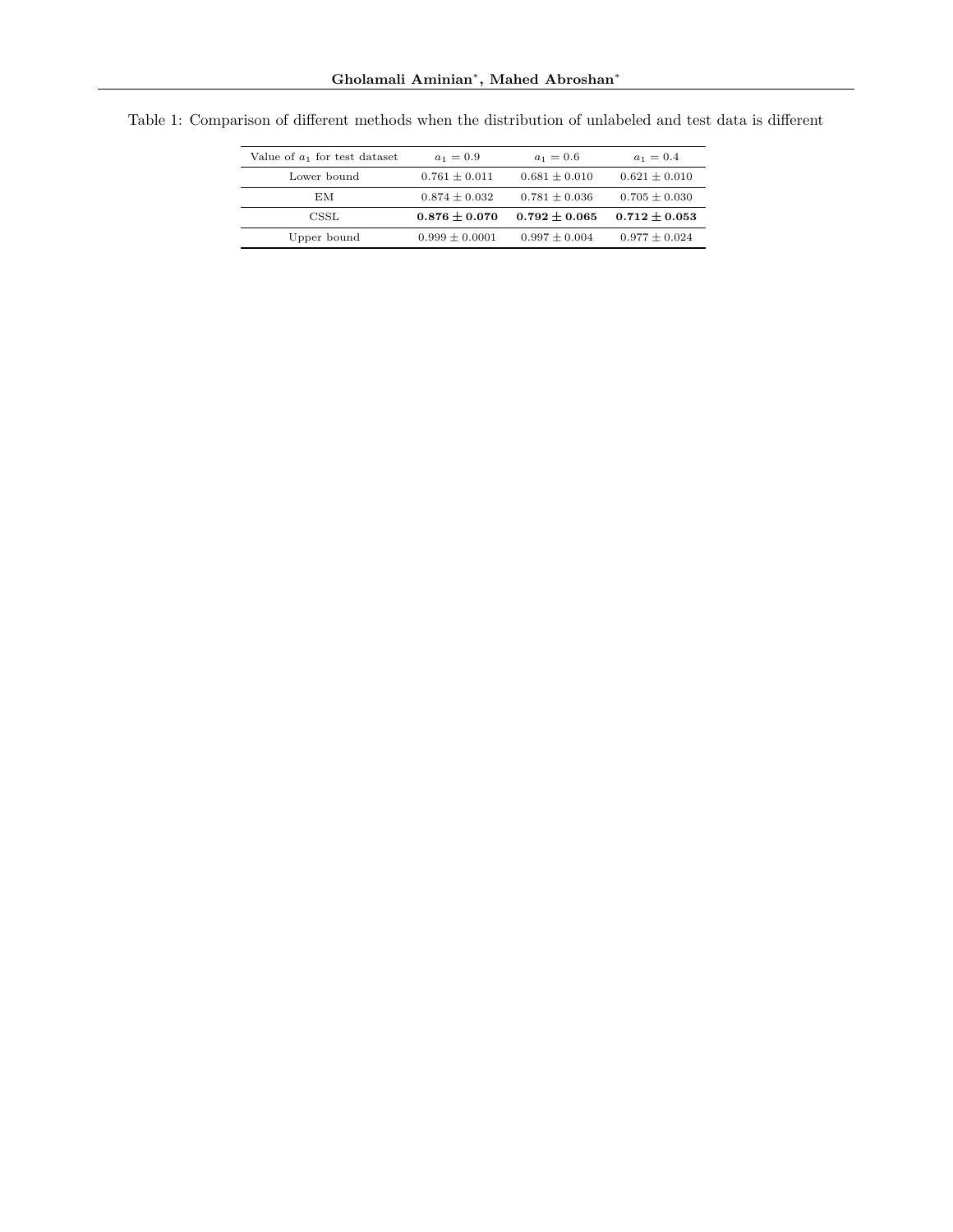Table 1: Comparison of different methods when the distribution of unlabeled and test data is different

| Value of $a_1$ for test dataset | $a_1 = 0.9$ | $a_1 = 0.6$ | $a_1 = 0.4$ |
|---|---|---|---|
| Lower bound | $0.761 \pm 0.011$ | $0.681 \pm 0.010$ | $0.621 \pm 0.010$ |
| EM | $0.874 \pm 0.032$ | $0.781 \pm 0.036$ | $0.705 \pm 0.030$ |
| CSSL | $\mathbf{0.876 \pm 0.070}$ | $\mathbf{0.792 \pm 0.065}$ | $\mathbf{0.712 \pm 0.053}$ |
| Upper bound | $0.999 \pm 0.0001$ | $0.997 \pm 0.004$ | $0.977 \pm 0.024$ |